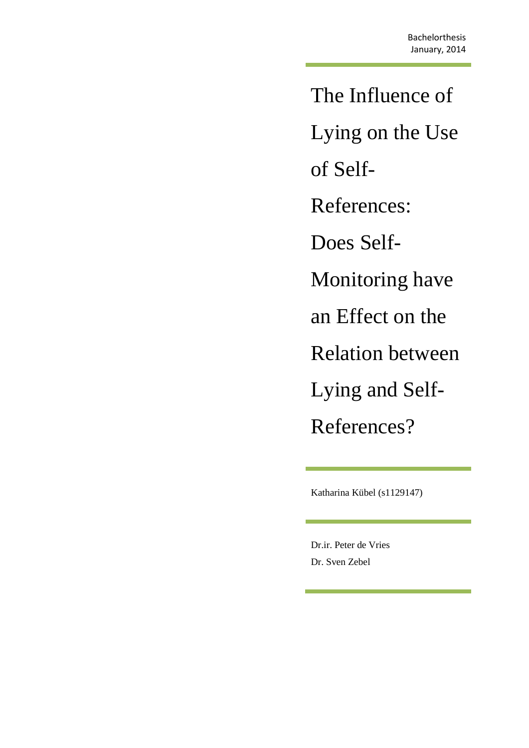Bachelorthesis
January, 2014

# The Influence of Lying on the Use of Self-References: Does Self-Monitoring have an Effect on the Relation between Lying and Self-References?

Katharina Kübel (s1129147)

Dr.ir. Peter de Vries
Dr. Sven Zebel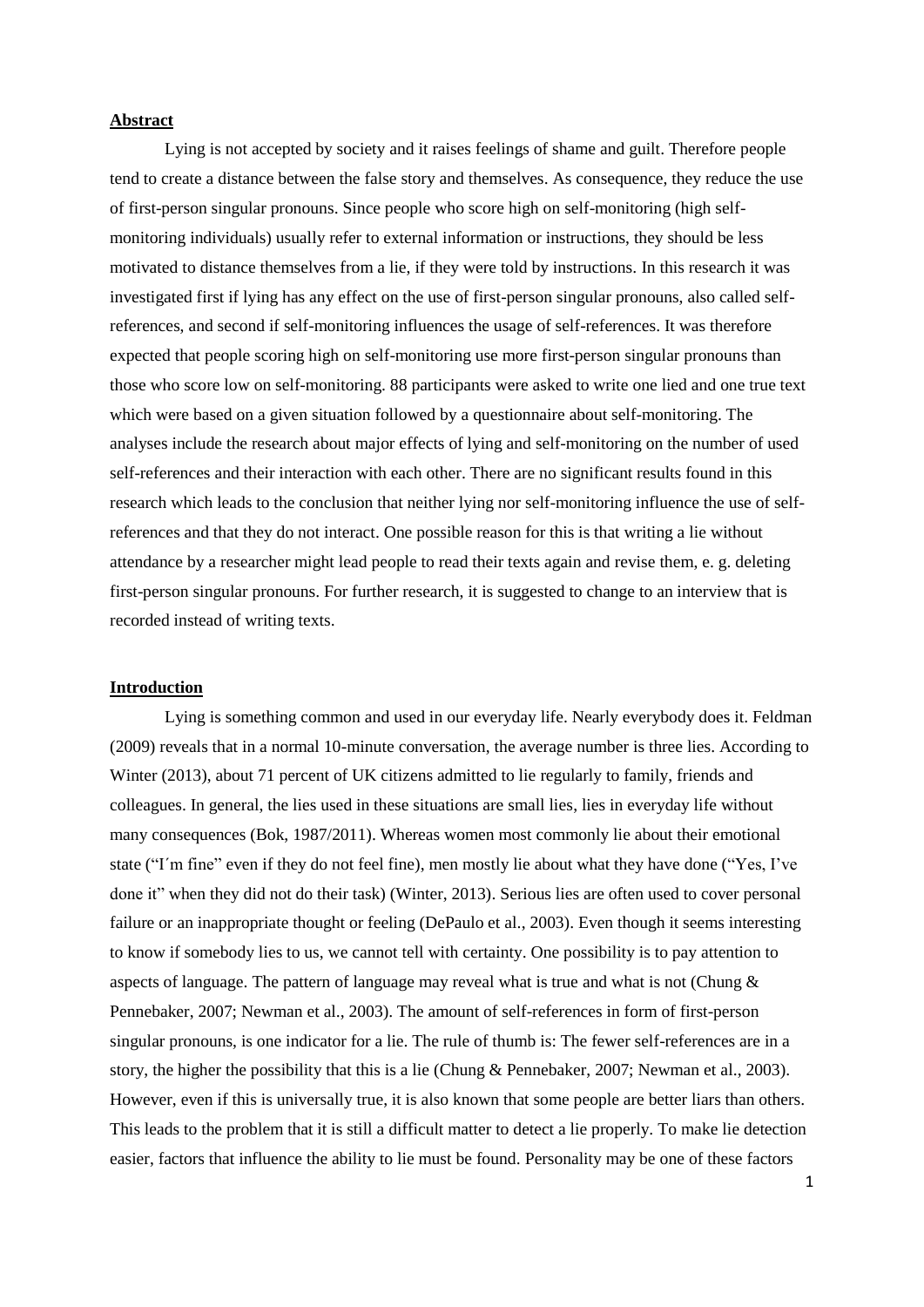## Abstract

Lying is not accepted by society and it raises feelings of shame and guilt. Therefore people tend to create a distance between the false story and themselves. As consequence, they reduce the use of first-person singular pronouns. Since people who score high on self-monitoring (high self-monitoring individuals) usually refer to external information or instructions, they should be less motivated to distance themselves from a lie, if they were told by instructions. In this research it was investigated first if lying has any effect on the use of first-person singular pronouns, also called self-references, and second if self-monitoring influences the usage of self-references. It was therefore expected that people scoring high on self-monitoring use more first-person singular pronouns than those who score low on self-monitoring. 88 participants were asked to write one lied and one true text which were based on a given situation followed by a questionnaire about self-monitoring. The analyses include the research about major effects of lying and self-monitoring on the number of used self-references and their interaction with each other. There are no significant results found in this research which leads to the conclusion that neither lying nor self-monitoring influence the use of self-references and that they do not interact. One possible reason for this is that writing a lie without attendance by a researcher might lead people to read their texts again and revise them, e. g. deleting first-person singular pronouns. For further research, it is suggested to change to an interview that is recorded instead of writing texts.

## Introduction

Lying is something common and used in our everyday life. Nearly everybody does it. Feldman (2009) reveals that in a normal 10-minute conversation, the average number is three lies. According to Winter (2013), about 71 percent of UK citizens admitted to lie regularly to family, friends and colleagues. In general, the lies used in these situations are small lies, lies in everyday life without many consequences (Bok, 1987/2011). Whereas women most commonly lie about their emotional state ("I´m fine" even if they do not feel fine), men mostly lie about what they have done ("Yes, I've done it" when they did not do their task) (Winter, 2013). Serious lies are often used to cover personal failure or an inappropriate thought or feeling (DePaulo et al., 2003). Even though it seems interesting to know if somebody lies to us, we cannot tell with certainty. One possibility is to pay attention to aspects of language. The pattern of language may reveal what is true and what is not (Chung & Pennebaker, 2007; Newman et al., 2003). The amount of self-references in form of first-person singular pronouns, is one indicator for a lie. The rule of thumb is: The fewer self-references are in a story, the higher the possibility that this is a lie (Chung & Pennebaker, 2007; Newman et al., 2003). However, even if this is universally true, it is also known that some people are better liars than others. This leads to the problem that it is still a difficult matter to detect a lie properly. To make lie detection easier, factors that influence the ability to lie must be found. Personality may be one of these factors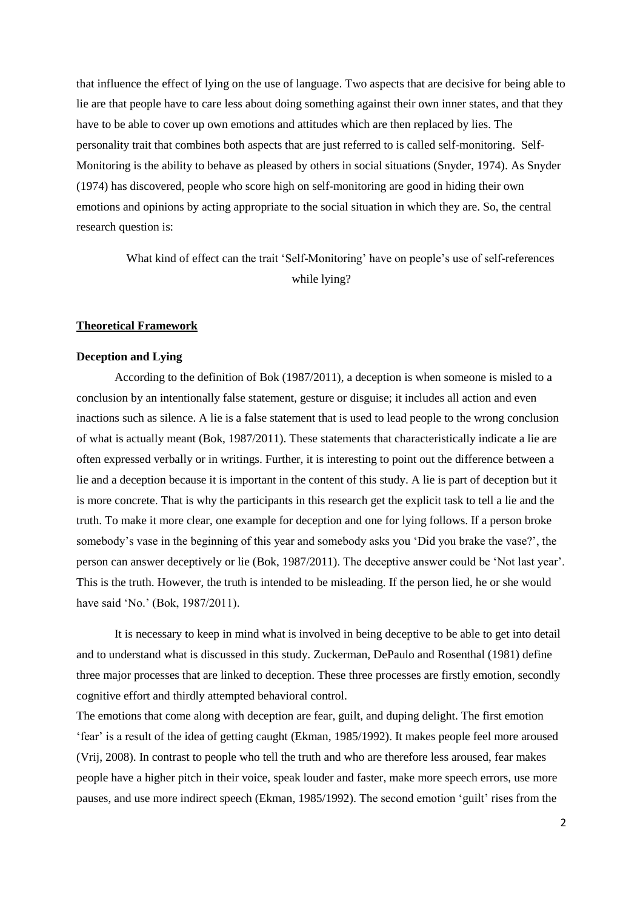that influence the effect of lying on the use of language. Two aspects that are decisive for being able to lie are that people have to care less about doing something against their own inner states, and that they have to be able to cover up own emotions and attitudes which are then replaced by lies. The personality trait that combines both aspects that are just referred to is called self-monitoring. Self-Monitoring is the ability to behave as pleased by others in social situations (Snyder, 1974). As Snyder (1974) has discovered, people who score high on self-monitoring are good in hiding their own emotions and opinions by acting appropriate to the social situation in which they are. So, the central research question is:

> What kind of effect can the trait 'Self-Monitoring' have on people's use of self-references while lying?

## Theoretical Framework

### Deception and Lying

According to the definition of Bok (1987/2011), a deception is when someone is misled to a conclusion by an intentionally false statement, gesture or disguise; it includes all action and even inactions such as silence. A lie is a false statement that is used to lead people to the wrong conclusion of what is actually meant (Bok, 1987/2011). These statements that characteristically indicate a lie are often expressed verbally or in writings. Further, it is interesting to point out the difference between a lie and a deception because it is important in the content of this study. A lie is part of deception but it is more concrete. That is why the participants in this research get the explicit task to tell a lie and the truth. To make it more clear, one example for deception and one for lying follows. If a person broke somebody's vase in the beginning of this year and somebody asks you 'Did you brake the vase?', the person can answer deceptively or lie (Bok, 1987/2011). The deceptive answer could be 'Not last year'. This is the truth. However, the truth is intended to be misleading. If the person lied, he or she would have said 'No.' (Bok, 1987/2011).

It is necessary to keep in mind what is involved in being deceptive to be able to get into detail and to understand what is discussed in this study. Zuckerman, DePaulo and Rosenthal (1981) define three major processes that are linked to deception. These three processes are firstly emotion, secondly cognitive effort and thirdly attempted behavioral control.

The emotions that come along with deception are fear, guilt, and duping delight. The first emotion 'fear' is a result of the idea of getting caught (Ekman, 1985/1992). It makes people feel more aroused (Vrij, 2008). In contrast to people who tell the truth and who are therefore less aroused, fear makes people have a higher pitch in their voice, speak louder and faster, make more speech errors, use more pauses, and use more indirect speech (Ekman, 1985/1992). The second emotion 'guilt' rises from the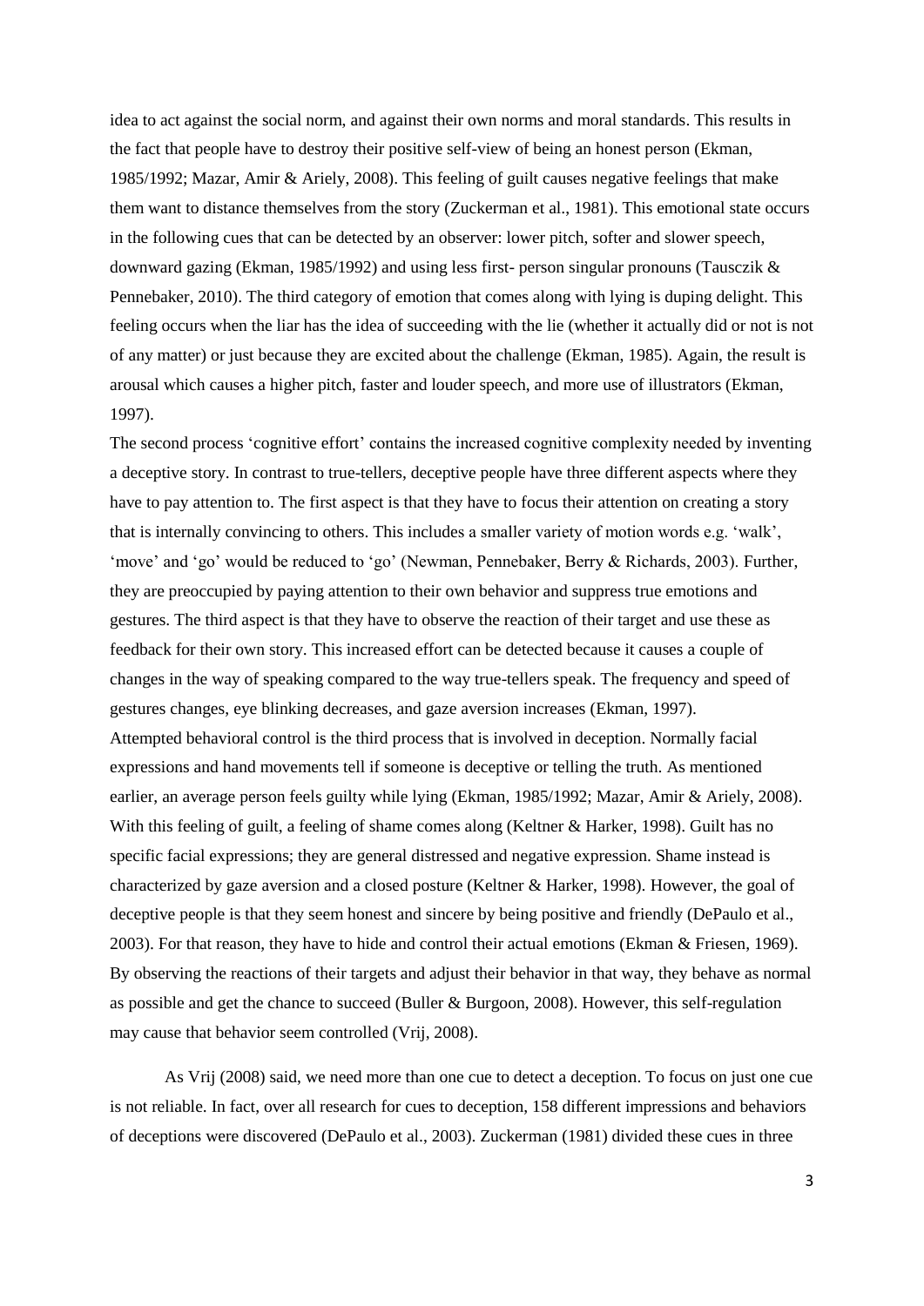idea to act against the social norm, and against their own norms and moral standards. This results in the fact that people have to destroy their positive self-view of being an honest person (Ekman, 1985/1992; Mazar, Amir & Ariely, 2008). This feeling of guilt causes negative feelings that make them want to distance themselves from the story (Zuckerman et al., 1981). This emotional state occurs in the following cues that can be detected by an observer: lower pitch, softer and slower speech, downward gazing (Ekman, 1985/1992) and using less first- person singular pronouns (Tausczik & Pennebaker, 2010). The third category of emotion that comes along with lying is duping delight. This feeling occurs when the liar has the idea of succeeding with the lie (whether it actually did or not is not of any matter) or just because they are excited about the challenge (Ekman, 1985). Again, the result is arousal which causes a higher pitch, faster and louder speech, and more use of illustrators (Ekman, 1997).

The second process 'cognitive effort' contains the increased cognitive complexity needed by inventing a deceptive story. In contrast to true-tellers, deceptive people have three different aspects where they have to pay attention to. The first aspect is that they have to focus their attention on creating a story that is internally convincing to others. This includes a smaller variety of motion words e.g. 'walk', 'move' and 'go' would be reduced to 'go' (Newman, Pennebaker, Berry & Richards, 2003). Further, they are preoccupied by paying attention to their own behavior and suppress true emotions and gestures. The third aspect is that they have to observe the reaction of their target and use these as feedback for their own story. This increased effort can be detected because it causes a couple of changes in the way of speaking compared to the way true-tellers speak. The frequency and speed of gestures changes, eye blinking decreases, and gaze aversion increases (Ekman, 1997).

Attempted behavioral control is the third process that is involved in deception. Normally facial expressions and hand movements tell if someone is deceptive or telling the truth. As mentioned earlier, an average person feels guilty while lying (Ekman, 1985/1992; Mazar, Amir & Ariely, 2008). With this feeling of guilt, a feeling of shame comes along (Keltner & Harker, 1998). Guilt has no specific facial expressions; they are general distressed and negative expression. Shame instead is characterized by gaze aversion and a closed posture (Keltner & Harker, 1998). However, the goal of deceptive people is that they seem honest and sincere by being positive and friendly (DePaulo et al., 2003). For that reason, they have to hide and control their actual emotions (Ekman & Friesen, 1969). By observing the reactions of their targets and adjust their behavior in that way, they behave as normal as possible and get the chance to succeed (Buller & Burgoon, 2008). However, this self-regulation may cause that behavior seem controlled (Vrij, 2008).

As Vrij (2008) said, we need more than one cue to detect a deception. To focus on just one cue is not reliable. In fact, over all research for cues to deception, 158 different impressions and behaviors of deceptions were discovered (DePaulo et al., 2003). Zuckerman (1981) divided these cues in three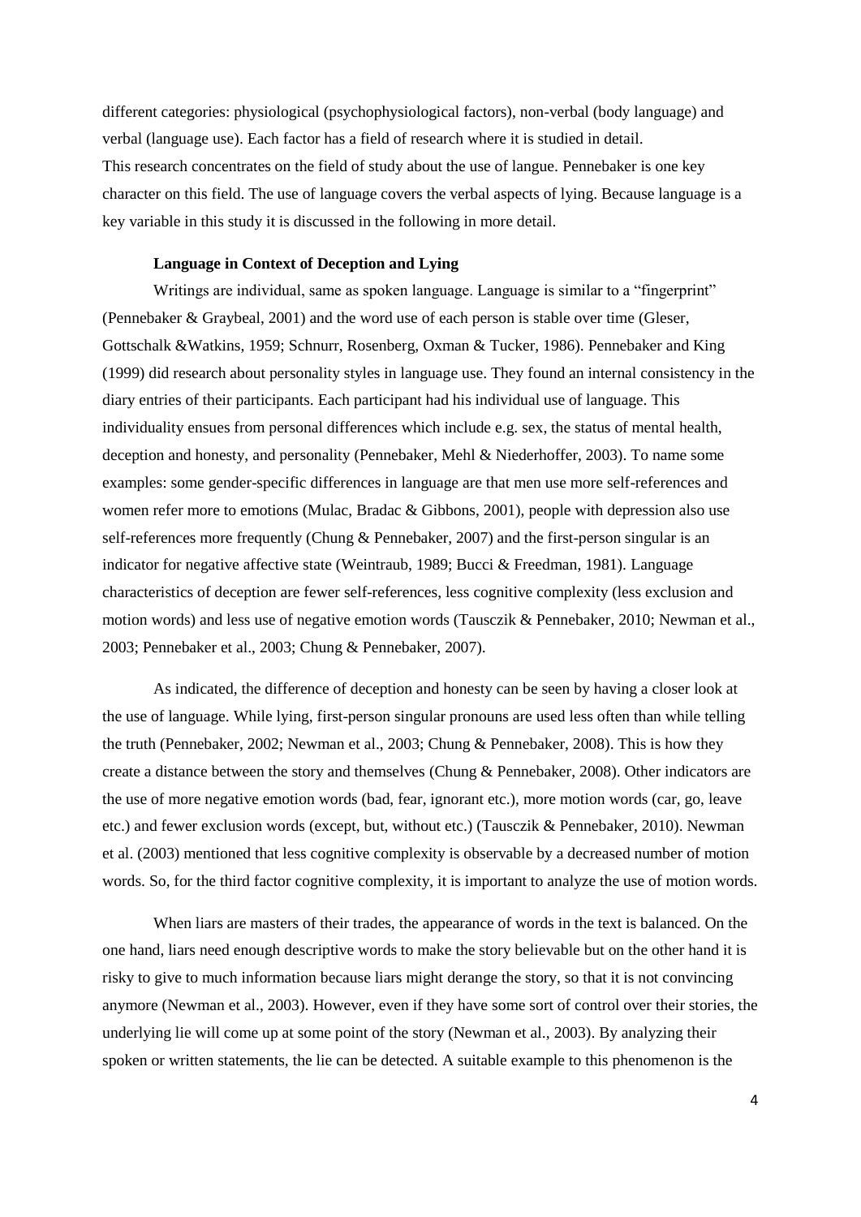different categories: physiological (psychophysiological factors), non-verbal (body language) and verbal (language use). Each factor has a field of research where it is studied in detail.
This research concentrates on the field of study about the use of langue. Pennebaker is one key character on this field. The use of language covers the verbal aspects of lying. Because language is a key variable in this study it is discussed in the following in more detail.

### Language in Context of Deception and Lying

Writings are individual, same as spoken language. Language is similar to a "fingerprint" (Pennebaker & Graybeal, 2001) and the word use of each person is stable over time (Gleser, Gottschalk &Watkins, 1959; Schnurr, Rosenberg, Oxman & Tucker, 1986). Pennebaker and King (1999) did research about personality styles in language use. They found an internal consistency in the diary entries of their participants. Each participant had his individual use of language. This individuality ensues from personal differences which include e.g. sex, the status of mental health, deception and honesty, and personality (Pennebaker, Mehl & Niederhoffer, 2003). To name some examples: some gender-specific differences in language are that men use more self-references and women refer more to emotions (Mulac, Bradac & Gibbons, 2001), people with depression also use self-references more frequently (Chung & Pennebaker, 2007) and the first-person singular is an indicator for negative affective state (Weintraub, 1989; Bucci & Freedman, 1981). Language characteristics of deception are fewer self-references, less cognitive complexity (less exclusion and motion words) and less use of negative emotion words (Tausczik & Pennebaker, 2010; Newman et al., 2003; Pennebaker et al., 2003; Chung & Pennebaker, 2007).

As indicated, the difference of deception and honesty can be seen by having a closer look at the use of language. While lying, first-person singular pronouns are used less often than while telling the truth (Pennebaker, 2002; Newman et al., 2003; Chung & Pennebaker, 2008). This is how they create a distance between the story and themselves (Chung & Pennebaker, 2008). Other indicators are the use of more negative emotion words (bad, fear, ignorant etc.), more motion words (car, go, leave etc.) and fewer exclusion words (except, but, without etc.) (Tausczik & Pennebaker, 2010). Newman et al. (2003) mentioned that less cognitive complexity is observable by a decreased number of motion words. So, for the third factor cognitive complexity, it is important to analyze the use of motion words.

When liars are masters of their trades, the appearance of words in the text is balanced. On the one hand, liars need enough descriptive words to make the story believable but on the other hand it is risky to give to much information because liars might derange the story, so that it is not convincing anymore (Newman et al., 2003). However, even if they have some sort of control over their stories, the underlying lie will come up at some point of the story (Newman et al., 2003). By analyzing their spoken or written statements, the lie can be detected. A suitable example to this phenomenon is the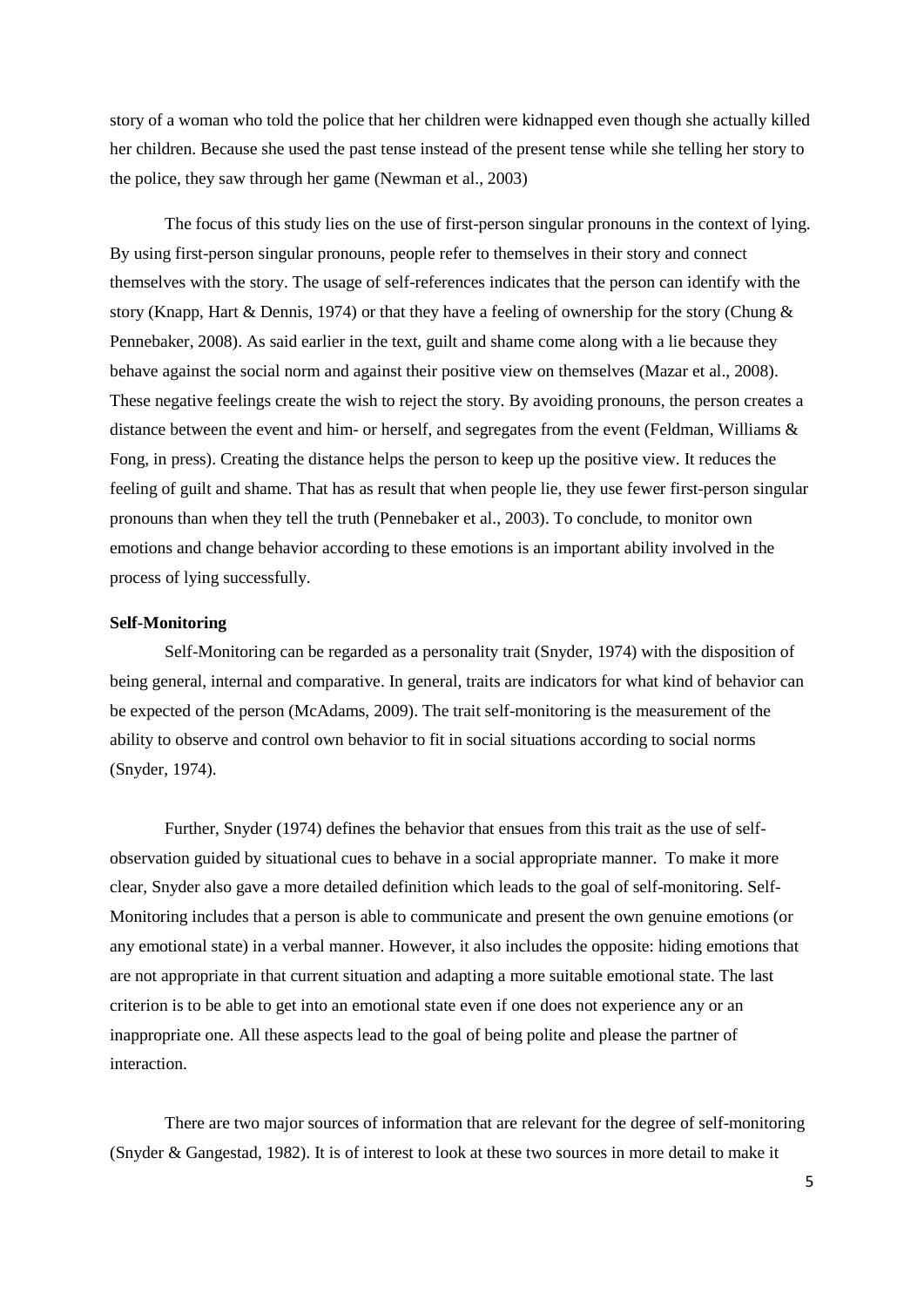story of a woman who told the police that her children were kidnapped even though she actually killed her children. Because she used the past tense instead of the present tense while she telling her story to the police, they saw through her game (Newman et al., 2003)

The focus of this study lies on the use of first-person singular pronouns in the context of lying. By using first-person singular pronouns, people refer to themselves in their story and connect themselves with the story. The usage of self-references indicates that the person can identify with the story (Knapp, Hart & Dennis, 1974) or that they have a feeling of ownership for the story (Chung & Pennebaker, 2008). As said earlier in the text, guilt and shame come along with a lie because they behave against the social norm and against their positive view on themselves (Mazar et al., 2008). These negative feelings create the wish to reject the story. By avoiding pronouns, the person creates a distance between the event and him- or herself, and segregates from the event (Feldman, Williams & Fong, in press). Creating the distance helps the person to keep up the positive view. It reduces the feeling of guilt and shame. That has as result that when people lie, they use fewer first-person singular pronouns than when they tell the truth (Pennebaker et al., 2003). To conclude, to monitor own emotions and change behavior according to these emotions is an important ability involved in the process of lying successfully.

**Self-Monitoring**

Self-Monitoring can be regarded as a personality trait (Snyder, 1974) with the disposition of being general, internal and comparative. In general, traits are indicators for what kind of behavior can be expected of the person (McAdams, 2009). The trait self-monitoring is the measurement of the ability to observe and control own behavior to fit in social situations according to social norms (Snyder, 1974).

Further, Snyder (1974) defines the behavior that ensues from this trait as the use of self-observation guided by situational cues to behave in a social appropriate manner. To make it more clear, Snyder also gave a more detailed definition which leads to the goal of self-monitoring. Self-Monitoring includes that a person is able to communicate and present the own genuine emotions (or any emotional state) in a verbal manner. However, it also includes the opposite: hiding emotions that are not appropriate in that current situation and adapting a more suitable emotional state. The last criterion is to be able to get into an emotional state even if one does not experience any or an inappropriate one. All these aspects lead to the goal of being polite and please the partner of interaction.

There are two major sources of information that are relevant for the degree of self-monitoring (Snyder & Gangestad, 1982). It is of interest to look at these two sources in more detail to make it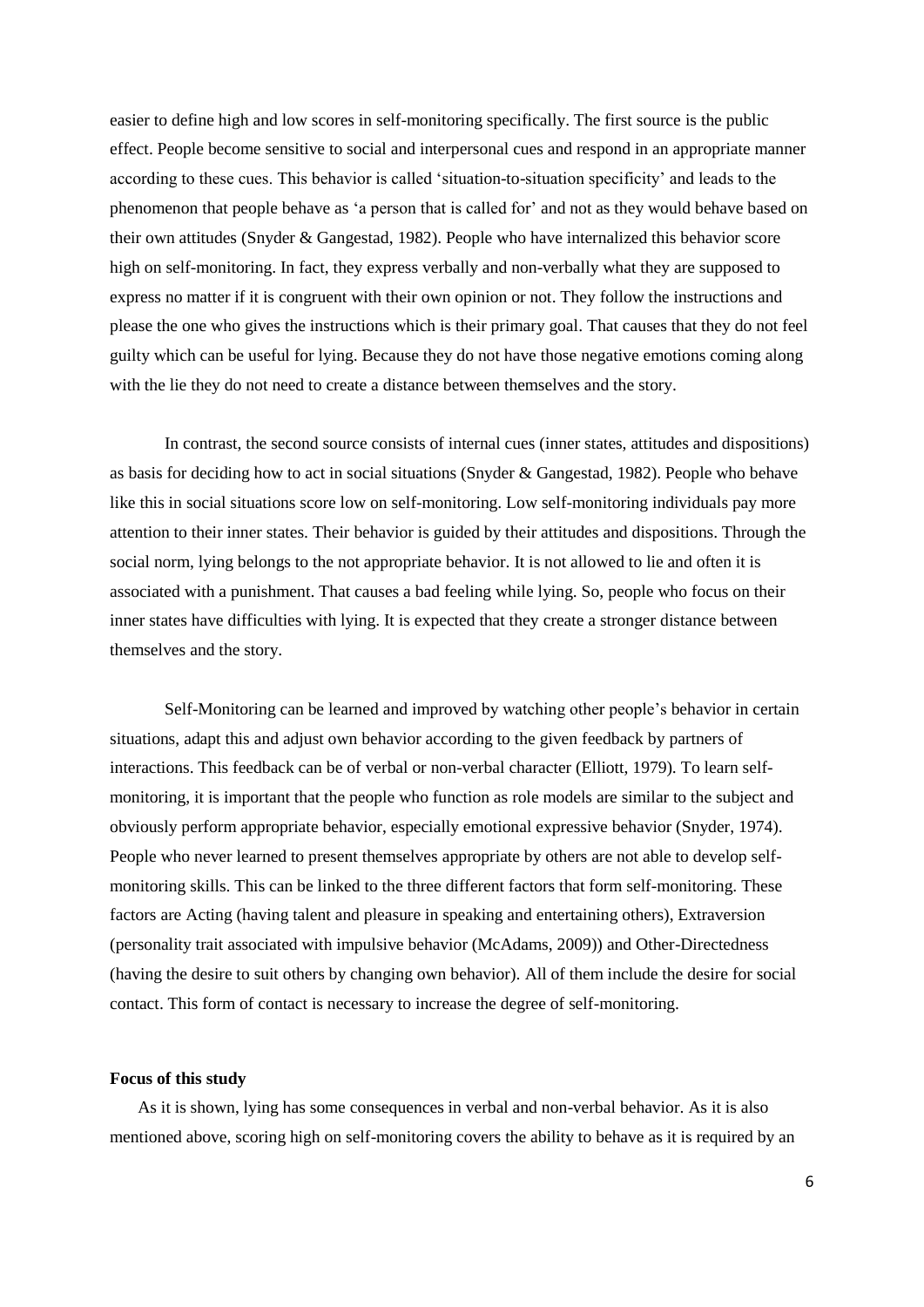easier to define high and low scores in self-monitoring specifically. The first source is the public effect. People become sensitive to social and interpersonal cues and respond in an appropriate manner according to these cues. This behavior is called 'situation-to-situation specificity' and leads to the phenomenon that people behave as 'a person that is called for' and not as they would behave based on their own attitudes (Snyder & Gangestad, 1982). People who have internalized this behavior score high on self-monitoring. In fact, they express verbally and non-verbally what they are supposed to express no matter if it is congruent with their own opinion or not. They follow the instructions and please the one who gives the instructions which is their primary goal. That causes that they do not feel guilty which can be useful for lying. Because they do not have those negative emotions coming along with the lie they do not need to create a distance between themselves and the story.

In contrast, the second source consists of internal cues (inner states, attitudes and dispositions) as basis for deciding how to act in social situations (Snyder & Gangestad, 1982). People who behave like this in social situations score low on self-monitoring. Low self-monitoring individuals pay more attention to their inner states. Their behavior is guided by their attitudes and dispositions. Through the social norm, lying belongs to the not appropriate behavior. It is not allowed to lie and often it is associated with a punishment. That causes a bad feeling while lying. So, people who focus on their inner states have difficulties with lying. It is expected that they create a stronger distance between themselves and the story.

Self-Monitoring can be learned and improved by watching other people's behavior in certain situations, adapt this and adjust own behavior according to the given feedback by partners of interactions. This feedback can be of verbal or non-verbal character (Elliott, 1979). To learn self-monitoring, it is important that the people who function as role models are similar to the subject and obviously perform appropriate behavior, especially emotional expressive behavior (Snyder, 1974). People who never learned to present themselves appropriate by others are not able to develop self-monitoring skills. This can be linked to the three different factors that form self-monitoring. These factors are Acting (having talent and pleasure in speaking and entertaining others), Extraversion (personality trait associated with impulsive behavior (McAdams, 2009)) and Other-Directedness (having the desire to suit others by changing own behavior). All of them include the desire for social contact. This form of contact is necessary to increase the degree of self-monitoring.

**Focus of this study**

As it is shown, lying has some consequences in verbal and non-verbal behavior. As it is also mentioned above, scoring high on self-monitoring covers the ability to behave as it is required by an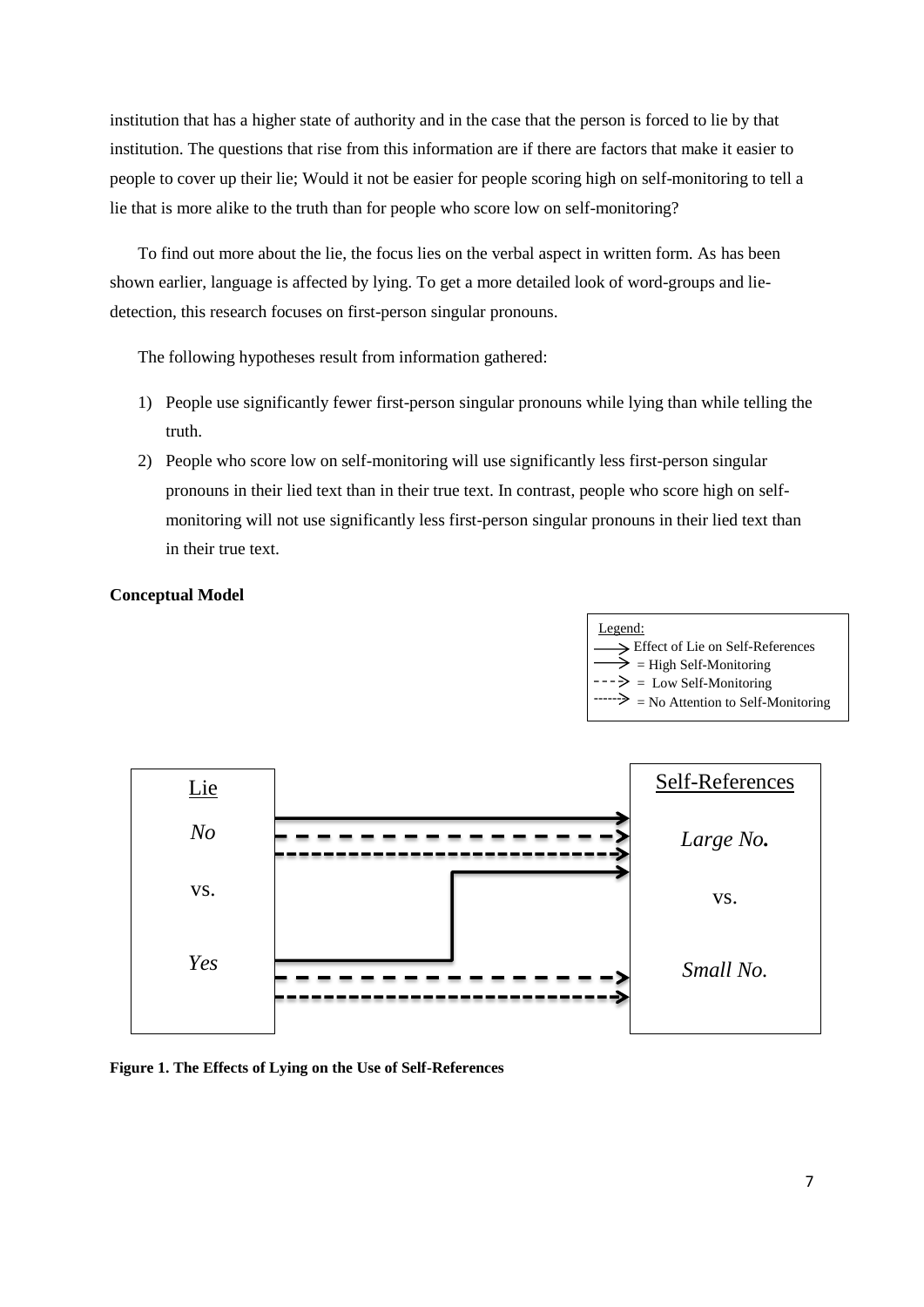institution that has a higher state of authority and in the case that the person is forced to lie by that institution. The questions that rise from this information are if there are factors that make it easier to people to cover up their lie; Would it not be easier for people scoring high on self-monitoring to tell a lie that is more alike to the truth than for people who score low on self-monitoring?

To find out more about the lie, the focus lies on the verbal aspect in written form. As has been shown earlier, language is affected by lying. To get a more detailed look of word-groups and lie-detection, this research focuses on first-person singular pronouns.

The following hypotheses result from information gathered:

1) People use significantly fewer first-person singular pronouns while lying than while telling the truth.
2) People who score low on self-monitoring will use significantly less first-person singular pronouns in their lied text than in their true text. In contrast, people who score high on self-monitoring will not use significantly less first-person singular pronouns in their lied text than in their true text.

**Conceptual Model**

Legend:
→ Effect of Lie on Self-References
→ = High Self-Monitoring
- - -> = Low Self-Monitoring
------> = No Attention to Self-Monitoring

Lie: *No* vs. *Yes*

Self-References: *Large No.* vs. *Small No.*

**Figure 1. The Effects of Lying on the Use of Self-References**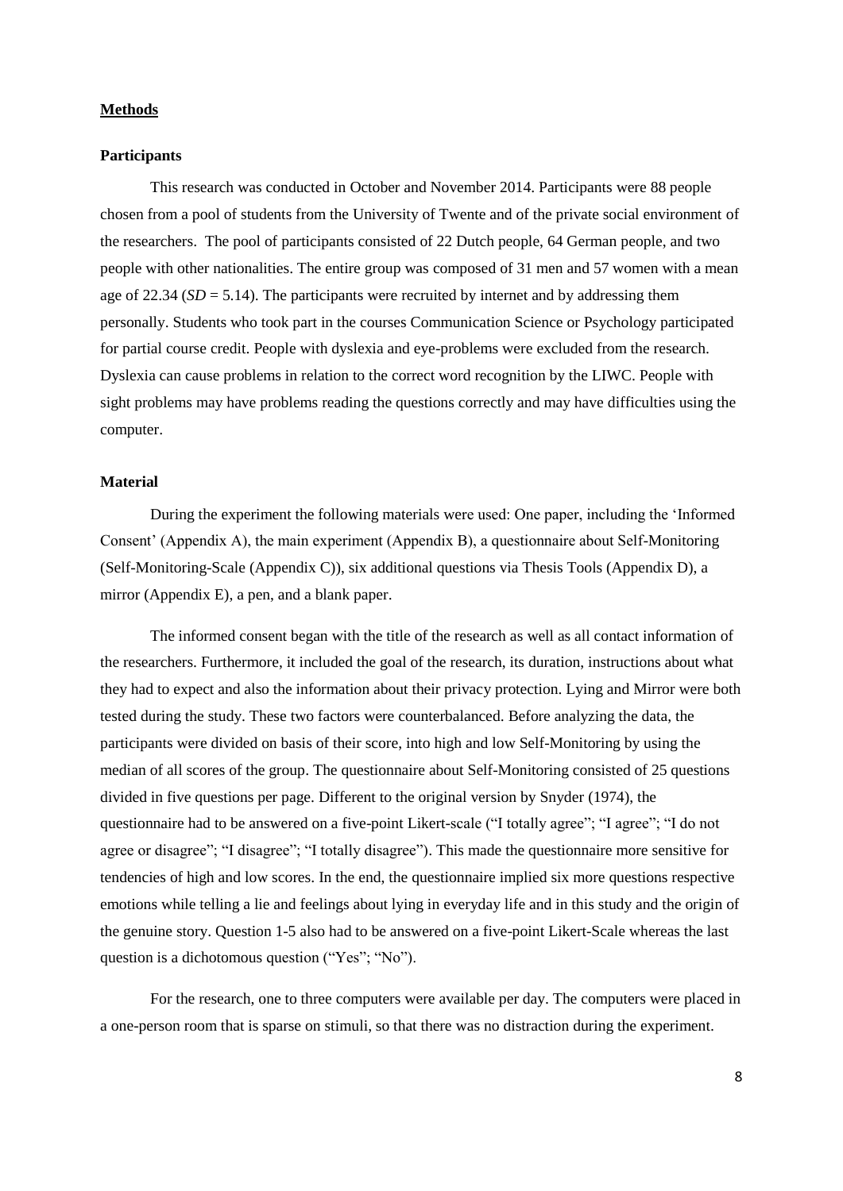## Methods

### Participants

This research was conducted in October and November 2014. Participants were 88 people chosen from a pool of students from the University of Twente and of the private social environment of the researchers. The pool of participants consisted of 22 Dutch people, 64 German people, and two people with other nationalities. The entire group was composed of 31 men and 57 women with a mean age of 22.34 (*SD* = 5.14). The participants were recruited by internet and by addressing them personally. Students who took part in the courses Communication Science or Psychology participated for partial course credit. People with dyslexia and eye-problems were excluded from the research. Dyslexia can cause problems in relation to the correct word recognition by the LIWC. People with sight problems may have problems reading the questions correctly and may have difficulties using the computer.

### Material

During the experiment the following materials were used: One paper, including the 'Informed Consent' (Appendix A), the main experiment (Appendix B), a questionnaire about Self-Monitoring (Self-Monitoring-Scale (Appendix C)), six additional questions via Thesis Tools (Appendix D), a mirror (Appendix E), a pen, and a blank paper.

The informed consent began with the title of the research as well as all contact information of the researchers. Furthermore, it included the goal of the research, its duration, instructions about what they had to expect and also the information about their privacy protection. Lying and Mirror were both tested during the study. These two factors were counterbalanced. Before analyzing the data, the participants were divided on basis of their score, into high and low Self-Monitoring by using the median of all scores of the group. The questionnaire about Self-Monitoring consisted of 25 questions divided in five questions per page. Different to the original version by Snyder (1974), the questionnaire had to be answered on a five-point Likert-scale ("I totally agree"; "I agree"; "I do not agree or disagree"; "I disagree"; "I totally disagree"). This made the questionnaire more sensitive for tendencies of high and low scores. In the end, the questionnaire implied six more questions respective emotions while telling a lie and feelings about lying in everyday life and in this study and the origin of the genuine story. Question 1-5 also had to be answered on a five-point Likert-Scale whereas the last question is a dichotomous question ("Yes"; "No").

For the research, one to three computers were available per day. The computers were placed in a one-person room that is sparse on stimuli, so that there was no distraction during the experiment.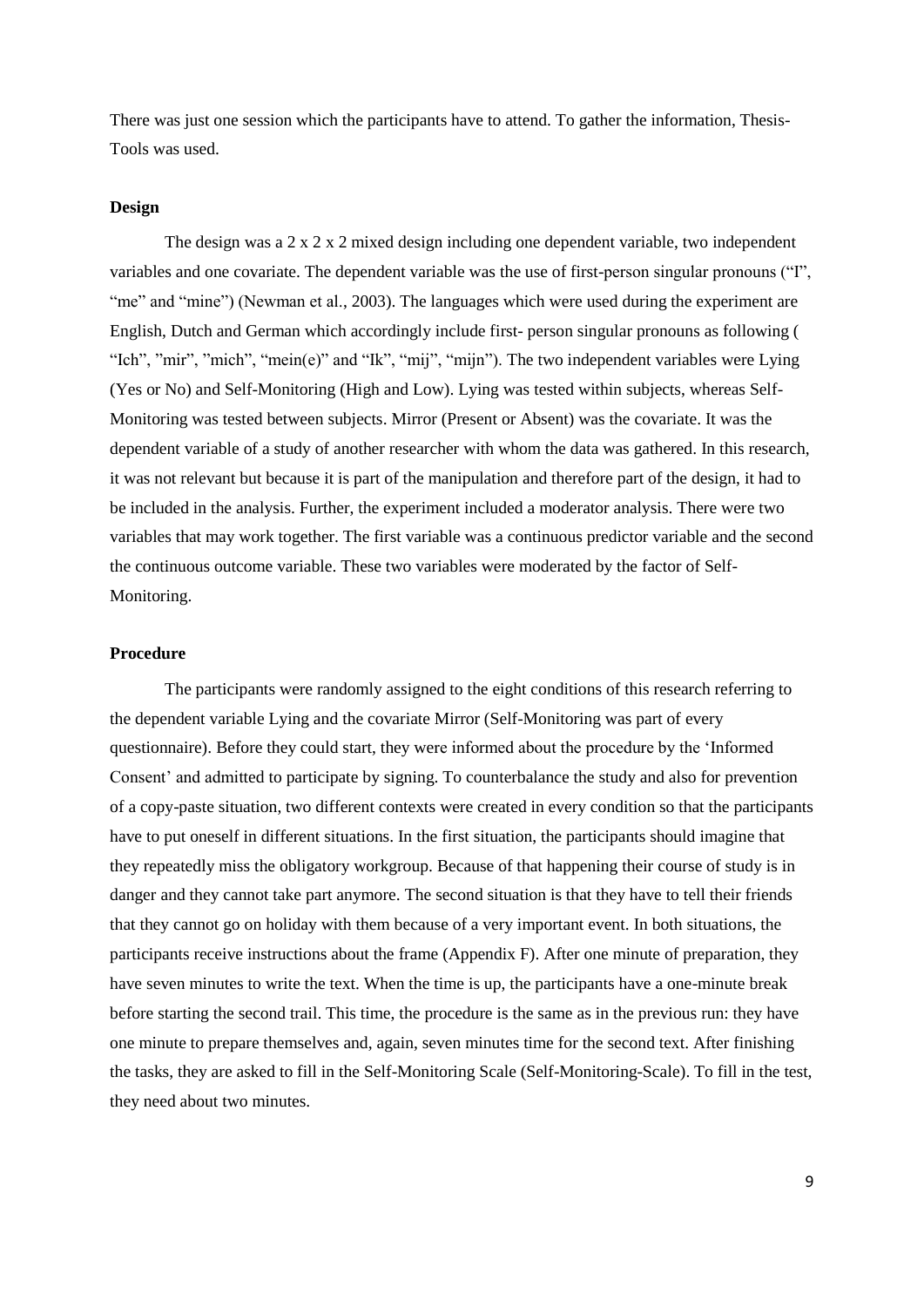There was just one session which the participants have to attend. To gather the information, Thesis-Tools was used.

### Design

The design was a 2 x 2 x 2 mixed design including one dependent variable, two independent variables and one covariate. The dependent variable was the use of first-person singular pronouns ("I", "me" and "mine") (Newman et al., 2003). The languages which were used during the experiment are English, Dutch and German which accordingly include first- person singular pronouns as following ( "Ich", "mir", "mich", "mein(e)" and "Ik", "mij", "mijn"). The two independent variables were Lying (Yes or No) and Self-Monitoring (High and Low). Lying was tested within subjects, whereas Self-Monitoring was tested between subjects. Mirror (Present or Absent) was the covariate. It was the dependent variable of a study of another researcher with whom the data was gathered. In this research, it was not relevant but because it is part of the manipulation and therefore part of the design, it had to be included in the analysis. Further, the experiment included a moderator analysis. There were two variables that may work together. The first variable was a continuous predictor variable and the second the continuous outcome variable. These two variables were moderated by the factor of Self-Monitoring.

### Procedure

The participants were randomly assigned to the eight conditions of this research referring to the dependent variable Lying and the covariate Mirror (Self-Monitoring was part of every questionnaire). Before they could start, they were informed about the procedure by the 'Informed Consent' and admitted to participate by signing. To counterbalance the study and also for prevention of a copy-paste situation, two different contexts were created in every condition so that the participants have to put oneself in different situations. In the first situation, the participants should imagine that they repeatedly miss the obligatory workgroup. Because of that happening their course of study is in danger and they cannot take part anymore. The second situation is that they have to tell their friends that they cannot go on holiday with them because of a very important event. In both situations, the participants receive instructions about the frame (Appendix F). After one minute of preparation, they have seven minutes to write the text. When the time is up, the participants have a one-minute break before starting the second trail. This time, the procedure is the same as in the previous run: they have one minute to prepare themselves and, again, seven minutes time for the second text. After finishing the tasks, they are asked to fill in the Self-Monitoring Scale (Self-Monitoring-Scale). To fill in the test, they need about two minutes.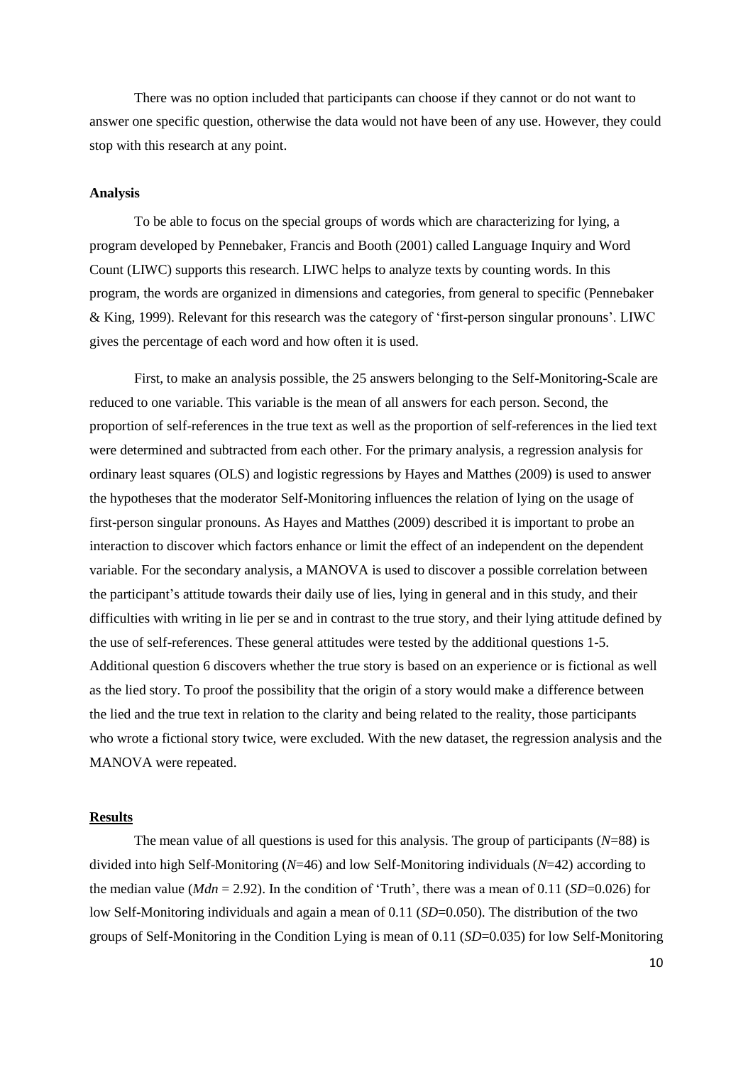There was no option included that participants can choose if they cannot or do not want to answer one specific question, otherwise the data would not have been of any use. However, they could stop with this research at any point.

**Analysis**

To be able to focus on the special groups of words which are characterizing for lying, a program developed by Pennebaker, Francis and Booth (2001) called Language Inquiry and Word Count (LIWC) supports this research. LIWC helps to analyze texts by counting words. In this program, the words are organized in dimensions and categories, from general to specific (Pennebaker & King, 1999). Relevant for this research was the category of 'first-person singular pronouns'. LIWC gives the percentage of each word and how often it is used.

First, to make an analysis possible, the 25 answers belonging to the Self-Monitoring-Scale are reduced to one variable. This variable is the mean of all answers for each person. Second, the proportion of self-references in the true text as well as the proportion of self-references in the lied text were determined and subtracted from each other. For the primary analysis, a regression analysis for ordinary least squares (OLS) and logistic regressions by Hayes and Matthes (2009) is used to answer the hypotheses that the moderator Self-Monitoring influences the relation of lying on the usage of first-person singular pronouns. As Hayes and Matthes (2009) described it is important to probe an interaction to discover which factors enhance or limit the effect of an independent on the dependent variable. For the secondary analysis, a MANOVA is used to discover a possible correlation between the participant's attitude towards their daily use of lies, lying in general and in this study, and their difficulties with writing in lie per se and in contrast to the true story, and their lying attitude defined by the use of self-references. These general attitudes were tested by the additional questions 1-5. Additional question 6 discovers whether the true story is based on an experience or is fictional as well as the lied story. To proof the possibility that the origin of a story would make a difference between the lied and the true text in relation to the clarity and being related to the reality, those participants who wrote a fictional story twice, were excluded. With the new dataset, the regression analysis and the MANOVA were repeated.

**Results**

The mean value of all questions is used for this analysis. The group of participants (*N*=88) is divided into high Self-Monitoring (*N*=46) and low Self-Monitoring individuals (*N*=42) according to the median value (*Mdn* = 2.92). In the condition of 'Truth', there was a mean of 0.11 (*SD*=0.026) for low Self-Monitoring individuals and again a mean of 0.11 (*SD*=0.050). The distribution of the two groups of Self-Monitoring in the Condition Lying is mean of 0.11 (*SD*=0.035) for low Self-Monitoring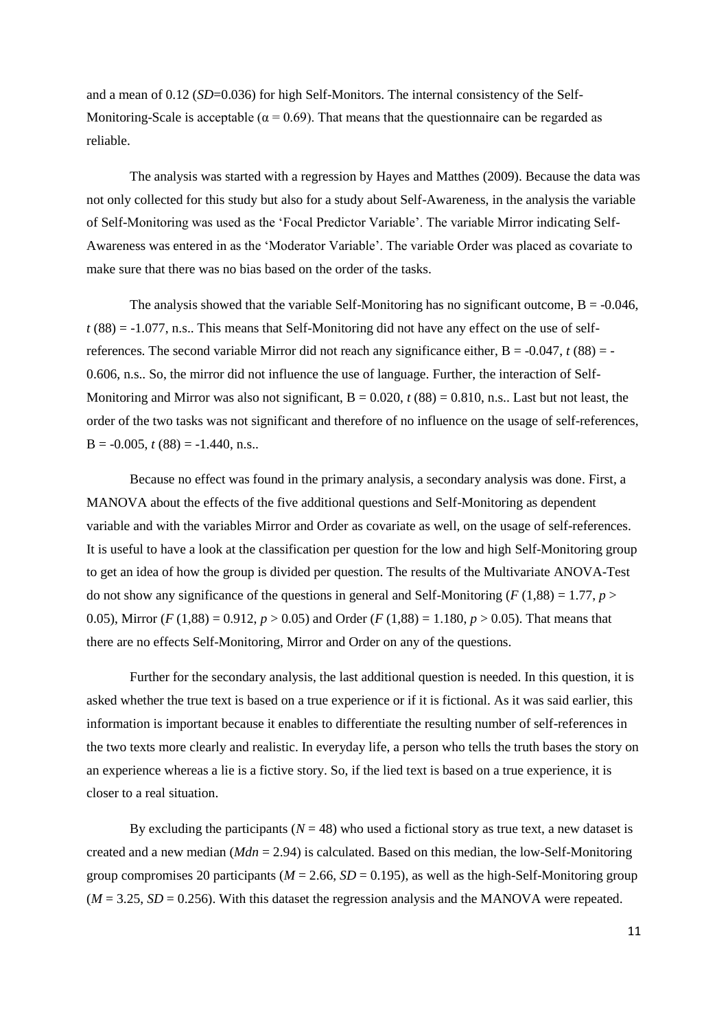and a mean of 0.12 (*SD*=0.036) for high Self-Monitors. The internal consistency of the Self-Monitoring-Scale is acceptable ($\alpha = 0.69$). That means that the questionnaire can be regarded as reliable.

The analysis was started with a regression by Hayes and Matthes (2009). Because the data was not only collected for this study but also for a study about Self-Awareness, in the analysis the variable of Self-Monitoring was used as the 'Focal Predictor Variable'. The variable Mirror indicating Self-Awareness was entered in as the 'Moderator Variable'. The variable Order was placed as covariate to make sure that there was no bias based on the order of the tasks.

The analysis showed that the variable Self-Monitoring has no significant outcome, B = -0.046, $t$ (88) = -1.077, n.s.. This means that Self-Monitoring did not have any effect on the use of self-references. The second variable Mirror did not reach any significance either, B = -0.047, $t$ (88) = -0.606, n.s.. So, the mirror did not influence the use of language. Further, the interaction of Self-Monitoring and Mirror was also not significant, B = 0.020, $t$ (88) = 0.810, n.s.. Last but not least, the order of the two tasks was not significant and therefore of no influence on the usage of self-references, B = -0.005, $t$ (88) = -1.440, n.s..

Because no effect was found in the primary analysis, a secondary analysis was done. First, a MANOVA about the effects of the five additional questions and Self-Monitoring as dependent variable and with the variables Mirror and Order as covariate as well, on the usage of self-references. It is useful to have a look at the classification per question for the low and high Self-Monitoring group to get an idea of how the group is divided per question. The results of the Multivariate ANOVA-Test do not show any significance of the questions in general and Self-Monitoring ($F$ (1,88) = 1.77, $p$ > 0.05), Mirror ($F$ (1,88) = 0.912, $p$ > 0.05) and Order ($F$ (1,88) = 1.180, $p$ > 0.05). That means that there are no effects Self-Monitoring, Mirror and Order on any of the questions.

Further for the secondary analysis, the last additional question is needed. In this question, it is asked whether the true text is based on a true experience or if it is fictional. As it was said earlier, this information is important because it enables to differentiate the resulting number of self-references in the two texts more clearly and realistic. In everyday life, a person who tells the truth bases the story on an experience whereas a lie is a fictive story. So, if the lied text is based on a true experience, it is closer to a real situation.

By excluding the participants ($N$ = 48) who used a fictional story as true text, a new dataset is created and a new median (*Mdn* = 2.94) is calculated. Based on this median, the low-Self-Monitoring group compromises 20 participants ($M$ = 2.66, $SD$ = 0.195), as well as the high-Self-Monitoring group ($M$ = 3.25, $SD$ = 0.256). With this dataset the regression analysis and the MANOVA were repeated.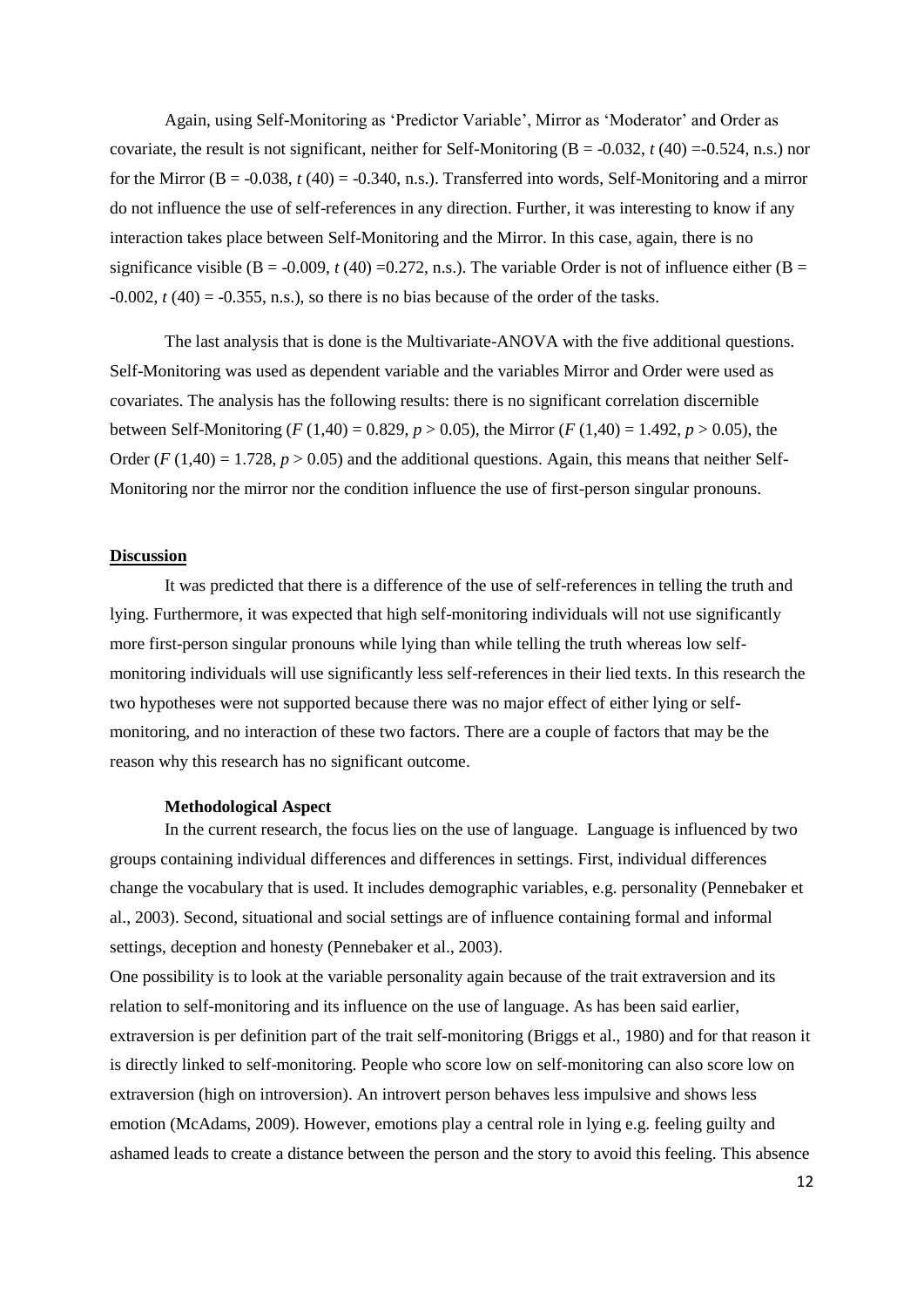Again, using Self-Monitoring as 'Predictor Variable', Mirror as 'Moderator' and Order as covariate, the result is not significant, neither for Self-Monitoring (B = -0.032, $t$ (40) =-0.524, n.s.) nor for the Mirror (B = -0.038, $t$ (40) = -0.340, n.s.). Transferred into words, Self-Monitoring and a mirror do not influence the use of self-references in any direction. Further, it was interesting to know if any interaction takes place between Self-Monitoring and the Mirror. In this case, again, there is no significance visible (B = -0.009, $t$ (40) =0.272, n.s.). The variable Order is not of influence either (B = -0.002, $t$ (40) = -0.355, n.s.), so there is no bias because of the order of the tasks.

The last analysis that is done is the Multivariate-ANOVA with the five additional questions. Self-Monitoring was used as dependent variable and the variables Mirror and Order were used as covariates. The analysis has the following results: there is no significant correlation discernible between Self-Monitoring ($F$ (1,40) = 0.829, $p > 0.05$), the Mirror ($F$ (1,40) = 1.492, $p > 0.05$), the Order ($F$ (1,40) = 1.728, $p > 0.05$) and the additional questions. Again, this means that neither Self-Monitoring nor the mirror nor the condition influence the use of first-person singular pronouns.

## Discussion

It was predicted that there is a difference of the use of self-references in telling the truth and lying. Furthermore, it was expected that high self-monitoring individuals will not use significantly more first-person singular pronouns while lying than while telling the truth whereas low self-monitoring individuals will use significantly less self-references in their lied texts. In this research the two hypotheses were not supported because there was no major effect of either lying or self-monitoring, and no interaction of these two factors. There are a couple of factors that may be the reason why this research has no significant outcome.

### Methodological Aspect

In the current research, the focus lies on the use of language. Language is influenced by two groups containing individual differences and differences in settings. First, individual differences change the vocabulary that is used. It includes demographic variables, e.g. personality (Pennebaker et al., 2003). Second, situational and social settings are of influence containing formal and informal settings, deception and honesty (Pennebaker et al., 2003).

One possibility is to look at the variable personality again because of the trait extraversion and its relation to self-monitoring and its influence on the use of language. As has been said earlier, extraversion is per definition part of the trait self-monitoring (Briggs et al., 1980) and for that reason it is directly linked to self-monitoring. People who score low on self-monitoring can also score low on extraversion (high on introversion). An introvert person behaves less impulsive and shows less emotion (McAdams, 2009). However, emotions play a central role in lying e.g. feeling guilty and ashamed leads to create a distance between the person and the story to avoid this feeling. This absence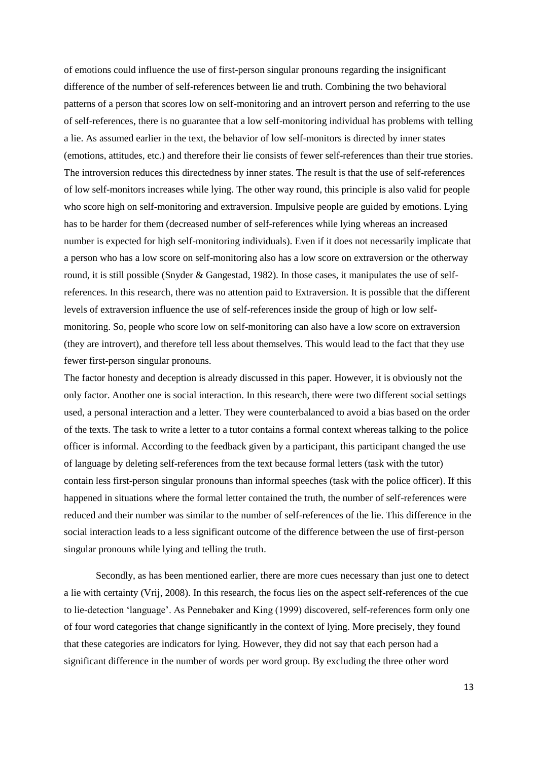of emotions could influence the use of first-person singular pronouns regarding the insignificant difference of the number of self-references between lie and truth. Combining the two behavioral patterns of a person that scores low on self-monitoring and an introvert person and referring to the use of self-references, there is no guarantee that a low self-monitoring individual has problems with telling a lie. As assumed earlier in the text, the behavior of low self-monitors is directed by inner states (emotions, attitudes, etc.) and therefore their lie consists of fewer self-references than their true stories. The introversion reduces this directedness by inner states. The result is that the use of self-references of low self-monitors increases while lying. The other way round, this principle is also valid for people who score high on self-monitoring and extraversion. Impulsive people are guided by emotions. Lying has to be harder for them (decreased number of self-references while lying whereas an increased number is expected for high self-monitoring individuals). Even if it does not necessarily implicate that a person who has a low score on self-monitoring also has a low score on extraversion or the otherway round, it is still possible (Snyder & Gangestad, 1982). In those cases, it manipulates the use of self-references. In this research, there was no attention paid to Extraversion. It is possible that the different levels of extraversion influence the use of self-references inside the group of high or low self-monitoring. So, people who score low on self-monitoring can also have a low score on extraversion (they are introvert), and therefore tell less about themselves. This would lead to the fact that they use fewer first-person singular pronouns.

The factor honesty and deception is already discussed in this paper. However, it is obviously not the only factor. Another one is social interaction. In this research, there were two different social settings used, a personal interaction and a letter. They were counterbalanced to avoid a bias based on the order of the texts. The task to write a letter to a tutor contains a formal context whereas talking to the police officer is informal. According to the feedback given by a participant, this participant changed the use of language by deleting self-references from the text because formal letters (task with the tutor) contain less first-person singular pronouns than informal speeches (task with the police officer). If this happened in situations where the formal letter contained the truth, the number of self-references were reduced and their number was similar to the number of self-references of the lie. This difference in the social interaction leads to a less significant outcome of the difference between the use of first-person singular pronouns while lying and telling the truth.

Secondly, as has been mentioned earlier, there are more cues necessary than just one to detect a lie with certainty (Vrij, 2008). In this research, the focus lies on the aspect self-references of the cue to lie-detection 'language'. As Pennebaker and King (1999) discovered, self-references form only one of four word categories that change significantly in the context of lying. More precisely, they found that these categories are indicators for lying. However, they did not say that each person had a significant difference in the number of words per word group. By excluding the three other word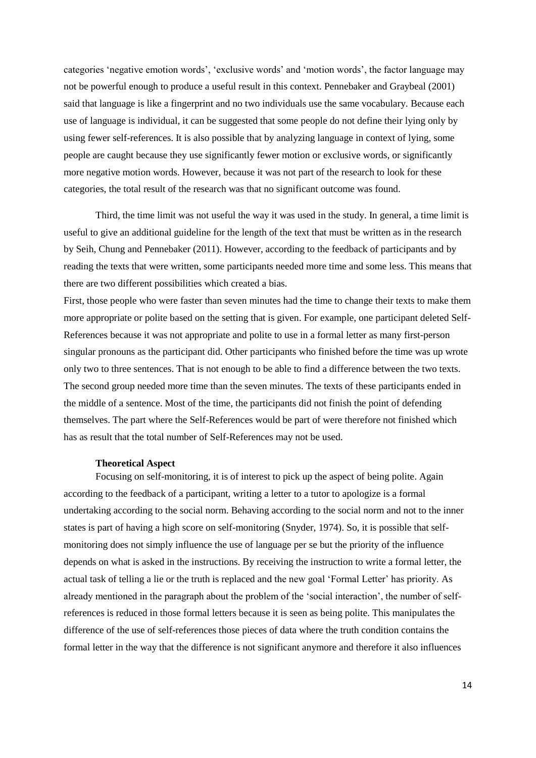categories 'negative emotion words', 'exclusive words' and 'motion words', the factor language may not be powerful enough to produce a useful result in this context. Pennebaker and Graybeal (2001) said that language is like a fingerprint and no two individuals use the same vocabulary. Because each use of language is individual, it can be suggested that some people do not define their lying only by using fewer self-references. It is also possible that by analyzing language in context of lying, some people are caught because they use significantly fewer motion or exclusive words, or significantly more negative motion words. However, because it was not part of the research to look for these categories, the total result of the research was that no significant outcome was found.

Third, the time limit was not useful the way it was used in the study. In general, a time limit is useful to give an additional guideline for the length of the text that must be written as in the research by Seih, Chung and Pennebaker (2011). However, according to the feedback of participants and by reading the texts that were written, some participants needed more time and some less. This means that there are two different possibilities which created a bias.

First, those people who were faster than seven minutes had the time to change their texts to make them more appropriate or polite based on the setting that is given. For example, one participant deleted Self-References because it was not appropriate and polite to use in a formal letter as many first-person singular pronouns as the participant did. Other participants who finished before the time was up wrote only two to three sentences. That is not enough to be able to find a difference between the two texts. The second group needed more time than the seven minutes. The texts of these participants ended in the middle of a sentence. Most of the time, the participants did not finish the point of defending themselves. The part where the Self-References would be part of were therefore not finished which has as result that the total number of Self-References may not be used.

### Theoretical Aspect

Focusing on self-monitoring, it is of interest to pick up the aspect of being polite. Again according to the feedback of a participant, writing a letter to a tutor to apologize is a formal undertaking according to the social norm. Behaving according to the social norm and not to the inner states is part of having a high score on self-monitoring (Snyder, 1974). So, it is possible that self-monitoring does not simply influence the use of language per se but the priority of the influence depends on what is asked in the instructions. By receiving the instruction to write a formal letter, the actual task of telling a lie or the truth is replaced and the new goal 'Formal Letter' has priority. As already mentioned in the paragraph about the problem of the 'social interaction', the number of self-references is reduced in those formal letters because it is seen as being polite. This manipulates the difference of the use of self-references those pieces of data where the truth condition contains the formal letter in the way that the difference is not significant anymore and therefore it also influences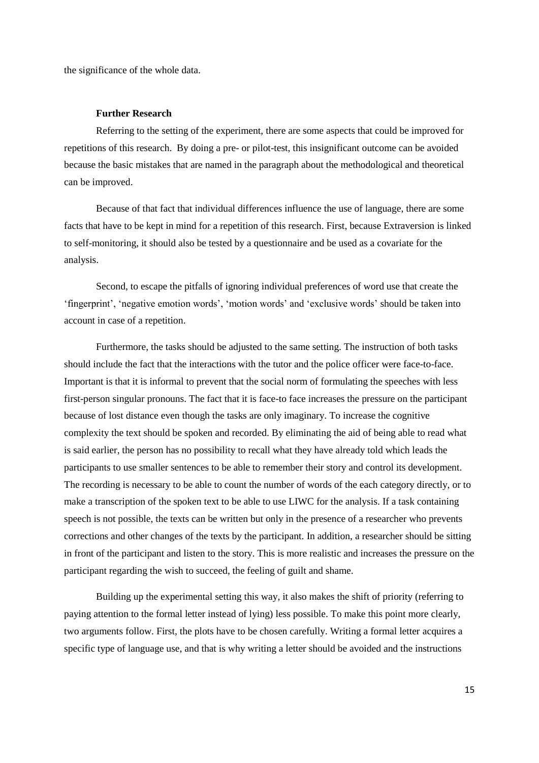the significance of the whole data.

### Further Research

Referring to the setting of the experiment, there are some aspects that could be improved for repetitions of this research. By doing a pre- or pilot-test, this insignificant outcome can be avoided because the basic mistakes that are named in the paragraph about the methodological and theoretical can be improved.

Because of that fact that individual differences influence the use of language, there are some facts that have to be kept in mind for a repetition of this research. First, because Extraversion is linked to self-monitoring, it should also be tested by a questionnaire and be used as a covariate for the analysis.

Second, to escape the pitfalls of ignoring individual preferences of word use that create the 'fingerprint', 'negative emotion words', 'motion words' and 'exclusive words' should be taken into account in case of a repetition.

Furthermore, the tasks should be adjusted to the same setting. The instruction of both tasks should include the fact that the interactions with the tutor and the police officer were face-to-face. Important is that it is informal to prevent that the social norm of formulating the speeches with less first-person singular pronouns. The fact that it is face-to face increases the pressure on the participant because of lost distance even though the tasks are only imaginary. To increase the cognitive complexity the text should be spoken and recorded. By eliminating the aid of being able to read what is said earlier, the person has no possibility to recall what they have already told which leads the participants to use smaller sentences to be able to remember their story and control its development. The recording is necessary to be able to count the number of words of the each category directly, or to make a transcription of the spoken text to be able to use LIWC for the analysis. If a task containing speech is not possible, the texts can be written but only in the presence of a researcher who prevents corrections and other changes of the texts by the participant. In addition, a researcher should be sitting in front of the participant and listen to the story. This is more realistic and increases the pressure on the participant regarding the wish to succeed, the feeling of guilt and shame.

Building up the experimental setting this way, it also makes the shift of priority (referring to paying attention to the formal letter instead of lying) less possible. To make this point more clearly, two arguments follow. First, the plots have to be chosen carefully. Writing a formal letter acquires a specific type of language use, and that is why writing a letter should be avoided and the instructions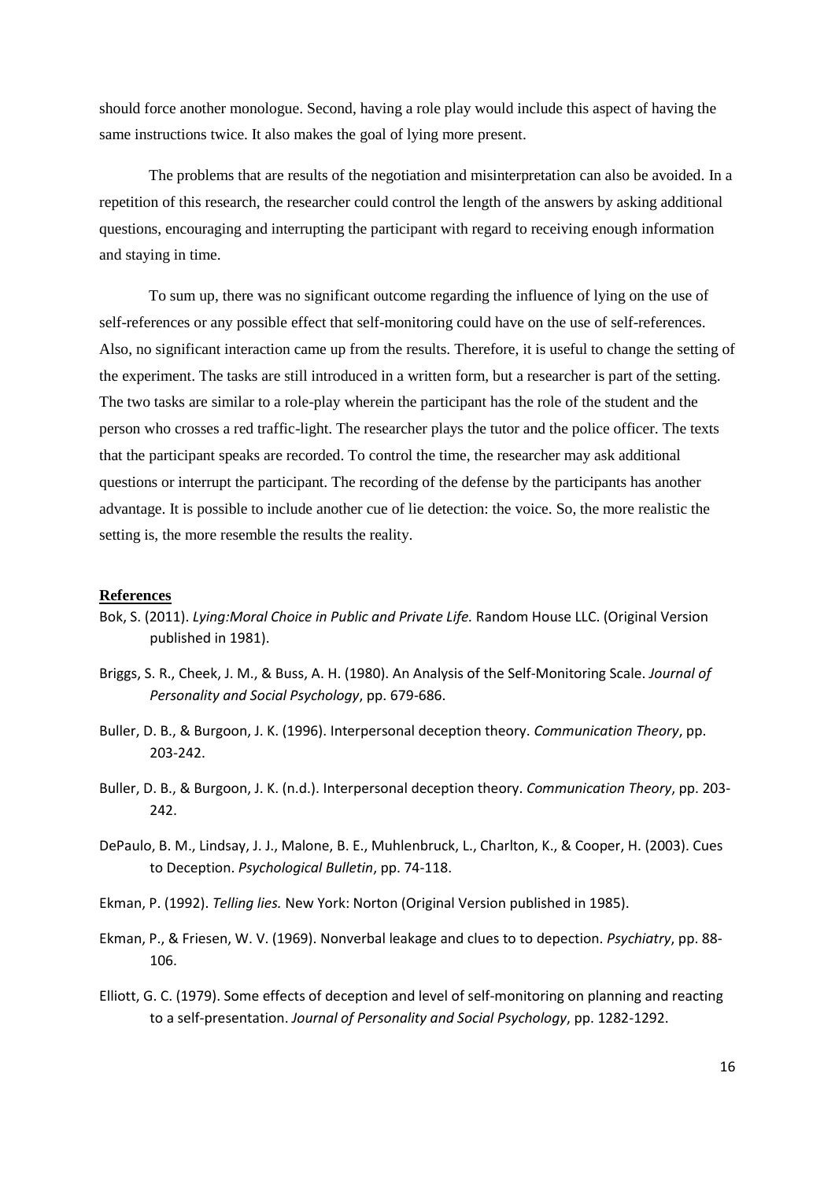should force another monologue. Second, having a role play would include this aspect of having the same instructions twice. It also makes the goal of lying more present.

The problems that are results of the negotiation and misinterpretation can also be avoided. In a repetition of this research, the researcher could control the length of the answers by asking additional questions, encouraging and interrupting the participant with regard to receiving enough information and staying in time.

To sum up, there was no significant outcome regarding the influence of lying on the use of self-references or any possible effect that self-monitoring could have on the use of self-references. Also, no significant interaction came up from the results. Therefore, it is useful to change the setting of the experiment. The tasks are still introduced in a written form, but a researcher is part of the setting. The two tasks are similar to a role-play wherein the participant has the role of the student and the person who crosses a red traffic-light. The researcher plays the tutor and the police officer. The texts that the participant speaks are recorded. To control the time, the researcher may ask additional questions or interrupt the participant. The recording of the defense by the participants has another advantage. It is possible to include another cue of lie detection: the voice. So, the more realistic the setting is, the more resemble the results the reality.

## References

Bok, S. (2011). *Lying:Moral Choice in Public and Private Life.* Random House LLC. (Original Version published in 1981).

Briggs, S. R., Cheek, J. M., & Buss, A. H. (1980). An Analysis of the Self-Monitoring Scale. *Journal of Personality and Social Psychology*, pp. 679-686.

Buller, D. B., & Burgoon, J. K. (1996). Interpersonal deception theory. *Communication Theory*, pp. 203-242.

Buller, D. B., & Burgoon, J. K. (n.d.). Interpersonal deception theory. *Communication Theory*, pp. 203-242.

DePaulo, B. M., Lindsay, J. J., Malone, B. E., Muhlenbruck, L., Charlton, K., & Cooper, H. (2003). Cues to Deception. *Psychological Bulletin*, pp. 74-118.

Ekman, P. (1992). *Telling lies.* New York: Norton (Original Version published in 1985).

Ekman, P., & Friesen, W. V. (1969). Nonverbal leakage and clues to to depection. *Psychiatry*, pp. 88-106.

Elliott, G. C. (1979). Some effects of deception and level of self-monitoring on planning and reacting to a self-presentation. *Journal of Personality and Social Psychology*, pp. 1282-1292.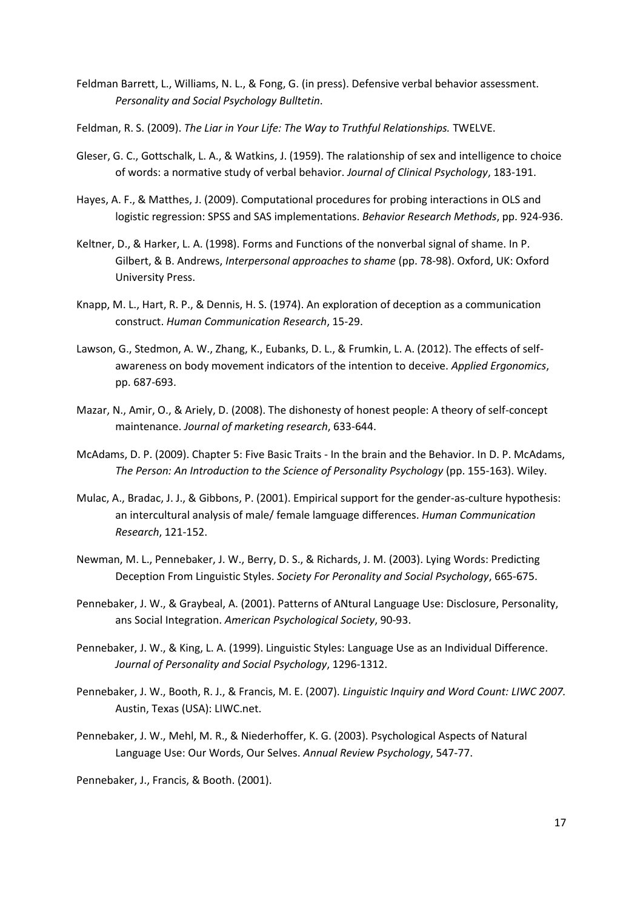Feldman Barrett, L., Williams, N. L., & Fong, G. (in press). Defensive verbal behavior assessment. *Personality and Social Psychology Bulltetin*.

Feldman, R. S. (2009). *The Liar in Your Life: The Way to Truthful Relationships.* TWELVE.

Gleser, G. C., Gottschalk, L. A., & Watkins, J. (1959). The ralationship of sex and intelligence to choice of words: a normative study of verbal behavior. *Journal of Clinical Psychology*, 183-191.

Hayes, A. F., & Matthes, J. (2009). Computational procedures for probing interactions in OLS and logistic regression: SPSS and SAS implementations. *Behavior Research Methods*, pp. 924-936.

Keltner, D., & Harker, L. A. (1998). Forms and Functions of the nonverbal signal of shame. In P. Gilbert, & B. Andrews, *Interpersonal approaches to shame* (pp. 78-98). Oxford, UK: Oxford University Press.

Knapp, M. L., Hart, R. P., & Dennis, H. S. (1974). An exploration of deception as a communication construct. *Human Communication Research*, 15-29.

Lawson, G., Stedmon, A. W., Zhang, K., Eubanks, D. L., & Frumkin, L. A. (2012). The effects of self-awareness on body movement indicators of the intention to deceive. *Applied Ergonomics*, pp. 687-693.

Mazar, N., Amir, O., & Ariely, D. (2008). The dishonesty of honest people: A theory of self-concept maintenance. *Journal of marketing research*, 633-644.

McAdams, D. P. (2009). Chapter 5: Five Basic Traits - In the brain and the Behavior. In D. P. McAdams, *The Person: An Introduction to the Science of Personality Psychology* (pp. 155-163). Wiley.

Mulac, A., Bradac, J. J., & Gibbons, P. (2001). Empirical support for the gender-as-culture hypothesis: an intercultural analysis of male/ female lamguage differences. *Human Communication Research*, 121-152.

Newman, M. L., Pennebaker, J. W., Berry, D. S., & Richards, J. M. (2003). Lying Words: Predicting Deception From Linguistic Styles. *Society For Peronality and Social Psychology*, 665-675.

Pennebaker, J. W., & Graybeal, A. (2001). Patterns of ANtural Language Use: Disclosure, Personality, ans Social Integration. *American Psychological Society*, 90-93.

Pennebaker, J. W., & King, L. A. (1999). Linguistic Styles: Language Use as an Individual Difference. *Journal of Personality and Social Psychology*, 1296-1312.

Pennebaker, J. W., Booth, R. J., & Francis, M. E. (2007). *Linguistic Inquiry and Word Count: LIWC 2007.* Austin, Texas (USA): LIWC.net.

Pennebaker, J. W., Mehl, M. R., & Niederhoffer, K. G. (2003). Psychological Aspects of Natural Language Use: Our Words, Our Selves. *Annual Review Psychology*, 547-77.

Pennebaker, J., Francis, & Booth. (2001).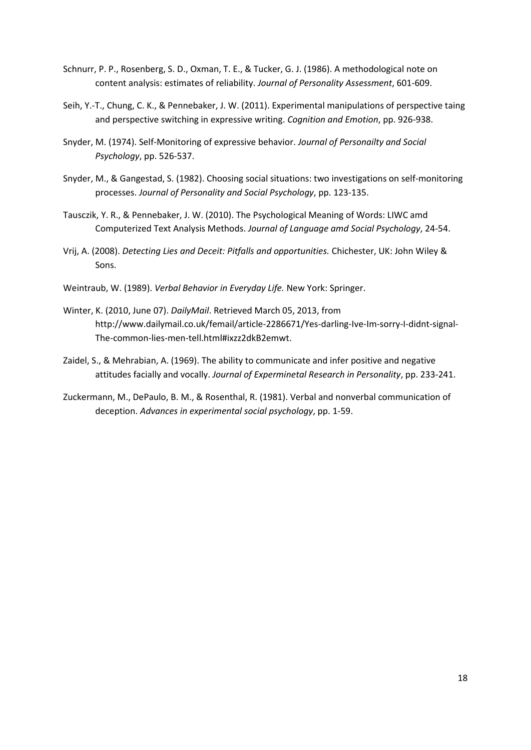Schnurr, P. P., Rosenberg, S. D., Oxman, T. E., & Tucker, G. J. (1986). A methodological note on content analysis: estimates of reliability. *Journal of Personality Assessment*, 601-609.

Seih, Y.-T., Chung, C. K., & Pennebaker, J. W. (2011). Experimental manipulations of perspective taing and perspective switching in expressive writing. *Cognition and Emotion*, pp. 926-938.

Snyder, M. (1974). Self-Monitoring of expressive behavior. *Journal of Personailty and Social Psychology*, pp. 526-537.

Snyder, M., & Gangestad, S. (1982). Choosing social situations: two investigations on self-monitoring processes. *Journal of Personality and Social Psychology*, pp. 123-135.

Tausczik, Y. R., & Pennebaker, J. W. (2010). The Psychological Meaning of Words: LIWC amd Computerized Text Analysis Methods. *Journal of Language amd Social Psychology*, 24-54.

Vrij, A. (2008). *Detecting Lies and Deceit: Pitfalls and opportunities.* Chichester, UK: John Wiley & Sons.

Weintraub, W. (1989). *Verbal Behavior in Everyday Life.* New York: Springer.

Winter, K. (2010, June 07). *DailyMail*. Retrieved March 05, 2013, from http://www.dailymail.co.uk/femail/article-2286671/Yes-darling-Ive-Im-sorry-I-didnt-signal-The-common-lies-men-tell.html#ixzz2dkB2emwt.

Zaidel, S., & Mehrabian, A. (1969). The ability to communicate and infer positive and negative attitudes facially and vocally. *Journal of Experminetal Research in Personality*, pp. 233-241.

Zuckermann, M., DePaulo, B. M., & Rosenthal, R. (1981). Verbal and nonverbal communication of deception. *Advances in experimental social psychology*, pp. 1-59.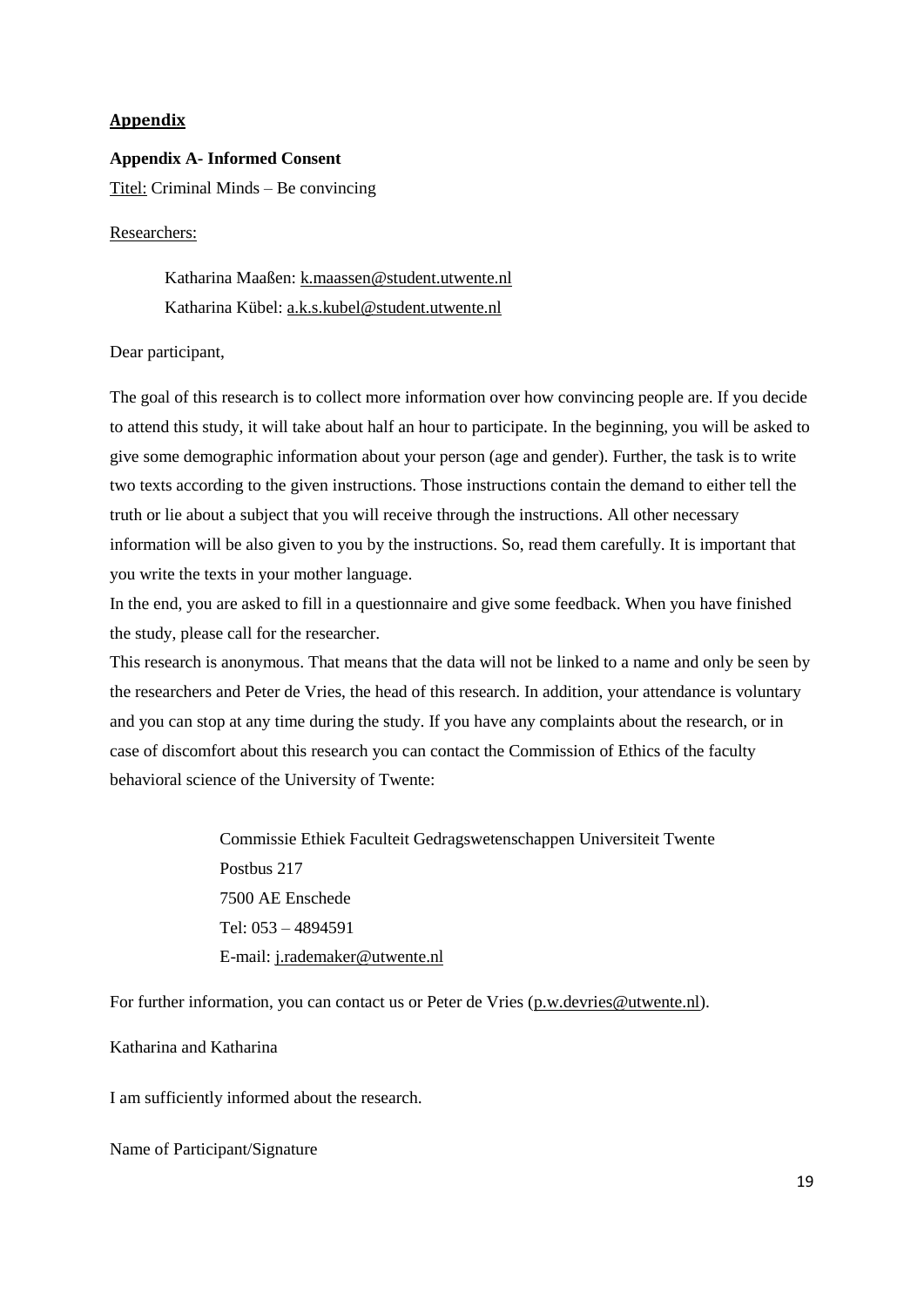# Appendix

## Appendix A- Informed Consent

Titel: Criminal Minds – Be convincing

Researchers:

Katharina Maaßen: k.maassen@student.utwente.nl
Katharina Kübel: a.k.s.kubel@student.utwente.nl

Dear participant,

The goal of this research is to collect more information over how convincing people are. If you decide to attend this study, it will take about half an hour to participate. In the beginning, you will be asked to give some demographic information about your person (age and gender). Further, the task is to write two texts according to the given instructions. Those instructions contain the demand to either tell the truth or lie about a subject that you will receive through the instructions. All other necessary information will be also given to you by the instructions. So, read them carefully. It is important that you write the texts in your mother language.

In the end, you are asked to fill in a questionnaire and give some feedback. When you have finished the study, please call for the researcher.

This research is anonymous. That means that the data will not be linked to a name and only be seen by the researchers and Peter de Vries, the head of this research. In addition, your attendance is voluntary and you can stop at any time during the study. If you have any complaints about the research, or in case of discomfort about this research you can contact the Commission of Ethics of the faculty behavioral science of the University of Twente:

Commissie Ethiek Faculteit Gedragswetenschappen Universiteit Twente
Postbus 217
7500 AE Enschede
Tel: 053 – 4894591
E-mail: j.rademaker@utwente.nl

For further information, you can contact us or Peter de Vries (p.w.devries@utwente.nl).

Katharina and Katharina

I am sufficiently informed about the research.

Name of Participant/Signature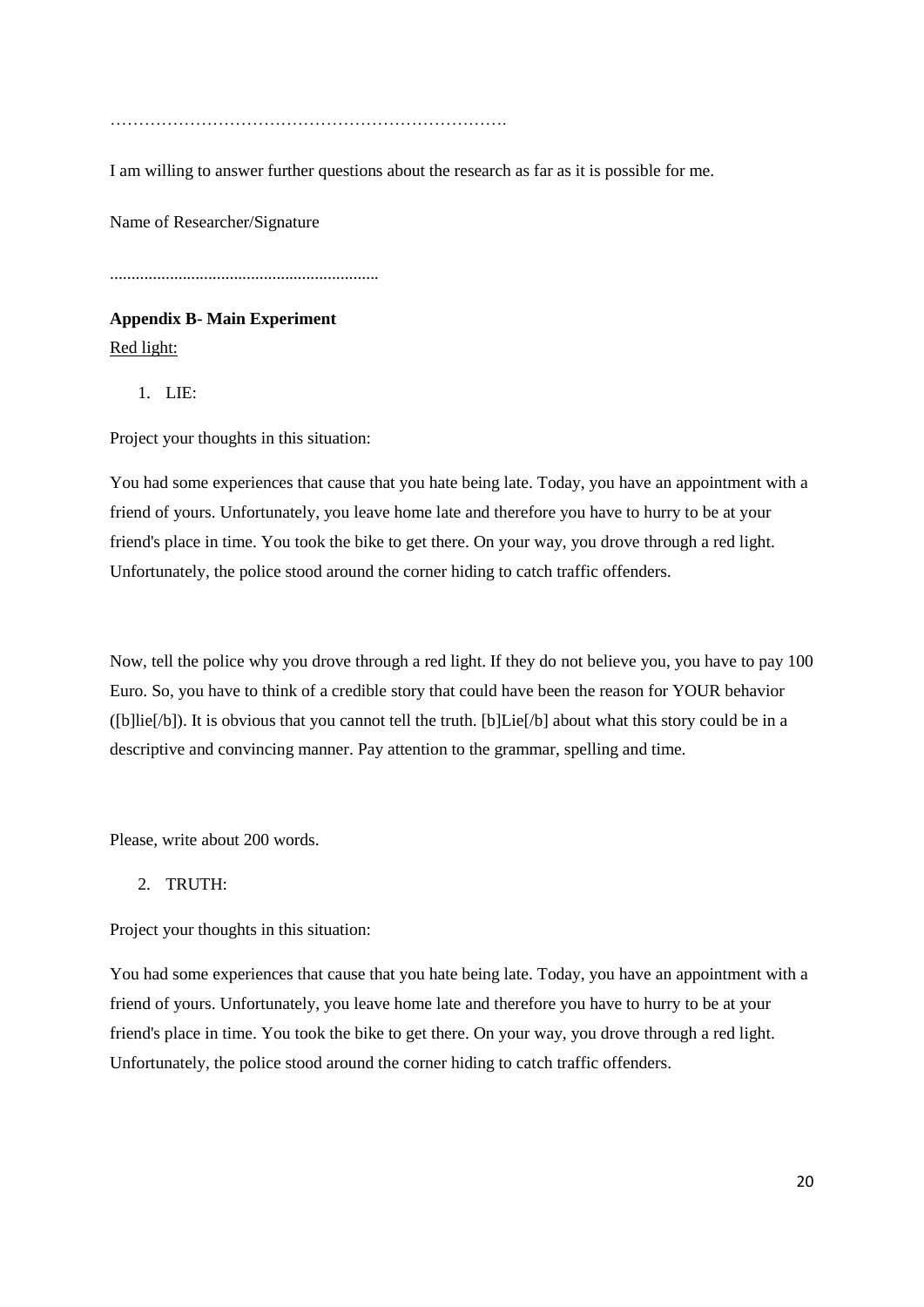…………………………………………………………….

I am willing to answer further questions about the research as far as it is possible for me.

Name of Researcher/Signature

..............................................................

**Appendix B- Main Experiment**

<u>Red light:</u>

1. LIE:

Project your thoughts in this situation:

You had some experiences that cause that you hate being late. Today, you have an appointment with a friend of yours. Unfortunately, you leave home late and therefore you have to hurry to be at your friend's place in time. You took the bike to get there. On your way, you drove through a red light. Unfortunately, the police stood around the corner hiding to catch traffic offenders.

Now, tell the police why you drove through a red light. If they do not believe you, you have to pay 100 Euro. So, you have to think of a credible story that could have been the reason for YOUR behavior ([b]lie[/b]). It is obvious that you cannot tell the truth. [b]Lie[/b] about what this story could be in a descriptive and convincing manner. Pay attention to the grammar, spelling and time.

Please, write about 200 words.

2. TRUTH:

Project your thoughts in this situation:

You had some experiences that cause that you hate being late. Today, you have an appointment with a friend of yours. Unfortunately, you leave home late and therefore you have to hurry to be at your friend's place in time. You took the bike to get there. On your way, you drove through a red light. Unfortunately, the police stood around the corner hiding to catch traffic offenders.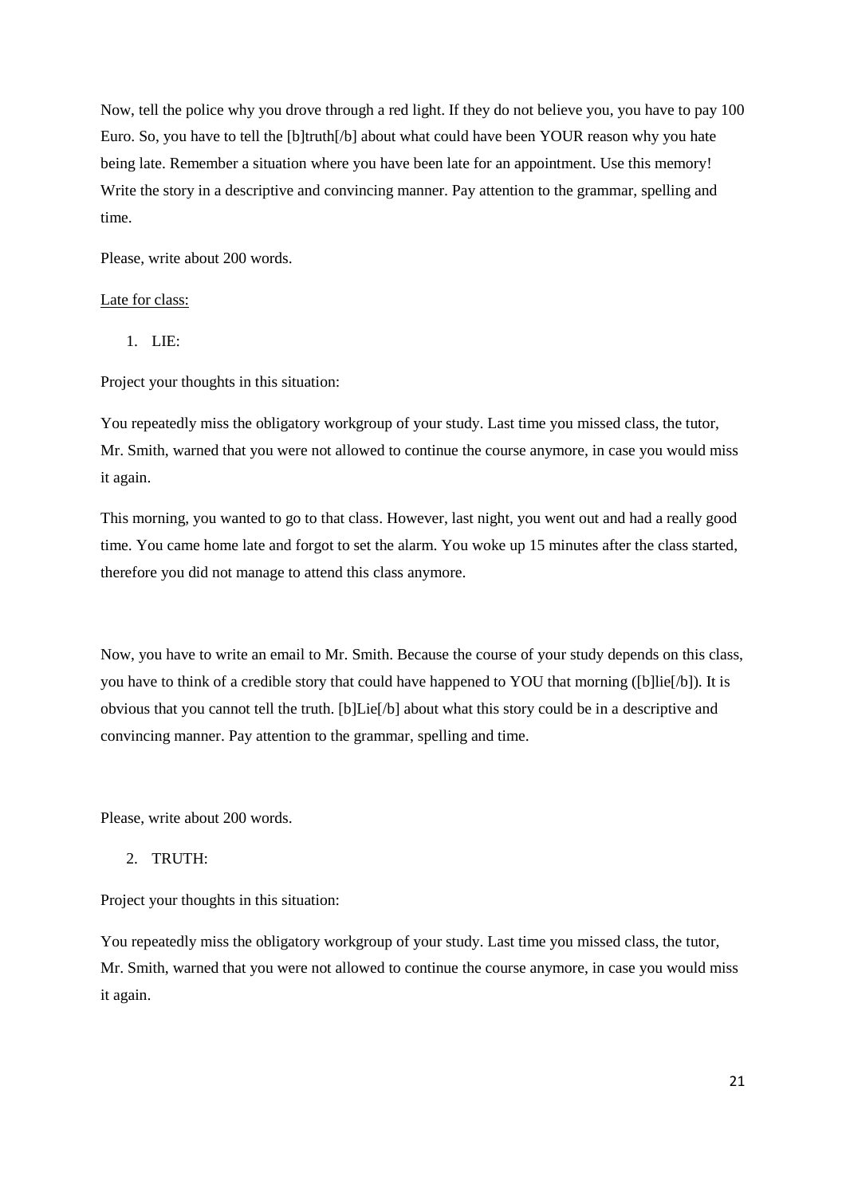Now, tell the police why you drove through a red light. If they do not believe you, you have to pay 100 Euro. So, you have to tell the [b]truth[/b] about what could have been YOUR reason why you hate being late. Remember a situation where you have been late for an appointment. Use this memory! Write the story in a descriptive and convincing manner. Pay attention to the grammar, spelling and time.

Please, write about 200 words.

<u>Late for class:</u>

1. LIE:

Project your thoughts in this situation:

You repeatedly miss the obligatory workgroup of your study. Last time you missed class, the tutor, Mr. Smith, warned that you were not allowed to continue the course anymore, in case you would miss it again.

This morning, you wanted to go to that class. However, last night, you went out and had a really good time. You came home late and forgot to set the alarm. You woke up 15 minutes after the class started, therefore you did not manage to attend this class anymore.

Now, you have to write an email to Mr. Smith. Because the course of your study depends on this class, you have to think of a credible story that could have happened to YOU that morning ([b]lie[/b]). It is obvious that you cannot tell the truth. [b]Lie[/b] about what this story could be in a descriptive and convincing manner. Pay attention to the grammar, spelling and time.

Please, write about 200 words.

2. TRUTH:

Project your thoughts in this situation:

You repeatedly miss the obligatory workgroup of your study. Last time you missed class, the tutor, Mr. Smith, warned that you were not allowed to continue the course anymore, in case you would miss it again.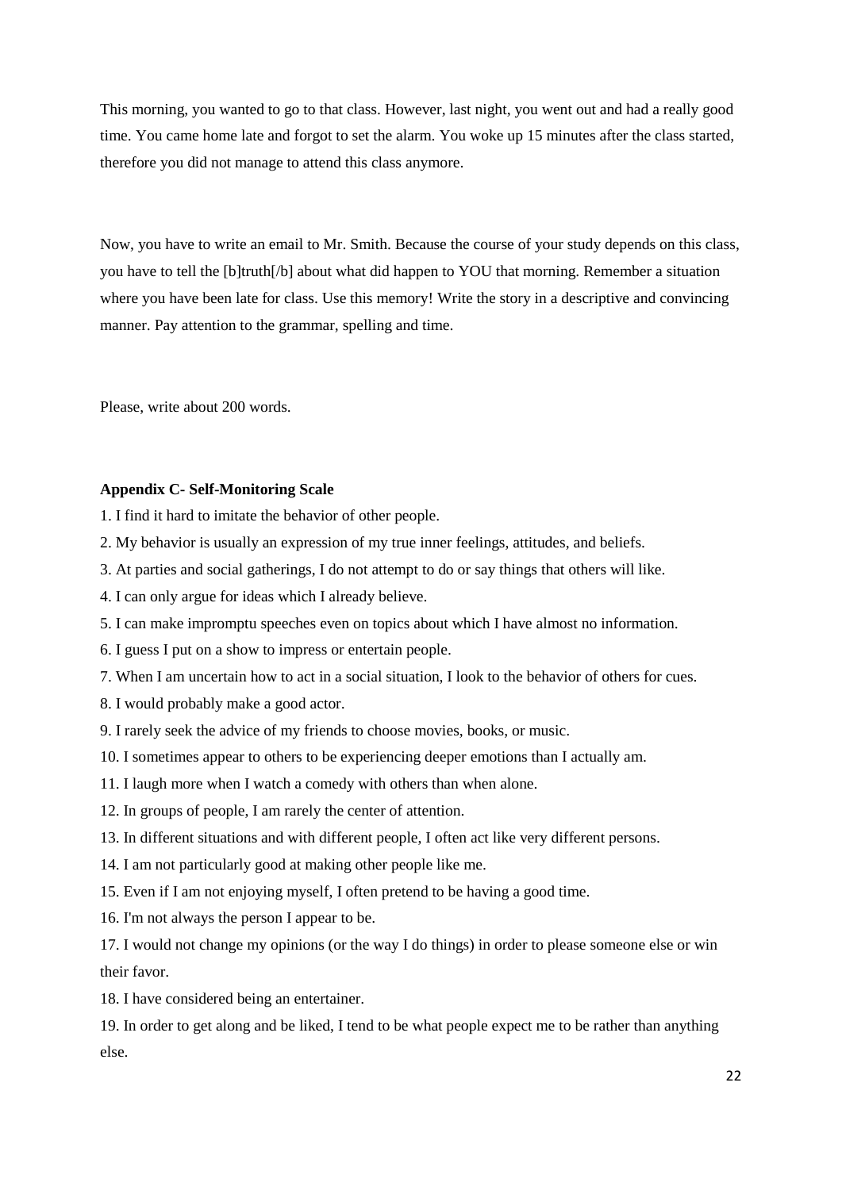This morning, you wanted to go to that class. However, last night, you went out and had a really good time. You came home late and forgot to set the alarm. You woke up 15 minutes after the class started, therefore you did not manage to attend this class anymore.

Now, you have to write an email to Mr. Smith. Because the course of your study depends on this class, you have to tell the [b]truth[/b] about what did happen to YOU that morning. Remember a situation where you have been late for class. Use this memory! Write the story in a descriptive and convincing manner. Pay attention to the grammar, spelling and time.

Please, write about 200 words.

**Appendix C- Self-Monitoring Scale**

1. I find it hard to imitate the behavior of other people.
2. My behavior is usually an expression of my true inner feelings, attitudes, and beliefs.
3. At parties and social gatherings, I do not attempt to do or say things that others will like.
4. I can only argue for ideas which I already believe.
5. I can make impromptu speeches even on topics about which I have almost no information.
6. I guess I put on a show to impress or entertain people.
7. When I am uncertain how to act in a social situation, I look to the behavior of others for cues.
8. I would probably make a good actor.
9. I rarely seek the advice of my friends to choose movies, books, or music.
10. I sometimes appear to others to be experiencing deeper emotions than I actually am.
11. I laugh more when I watch a comedy with others than when alone.
12. In groups of people, I am rarely the center of attention.
13. In different situations and with different people, I often act like very different persons.
14. I am not particularly good at making other people like me.
15. Even if I am not enjoying myself, I often pretend to be having a good time.
16. I'm not always the person I appear to be.
17. I would not change my opinions (or the way I do things) in order to please someone else or win their favor.
18. I have considered being an entertainer.
19. In order to get along and be liked, I tend to be what people expect me to be rather than anything else.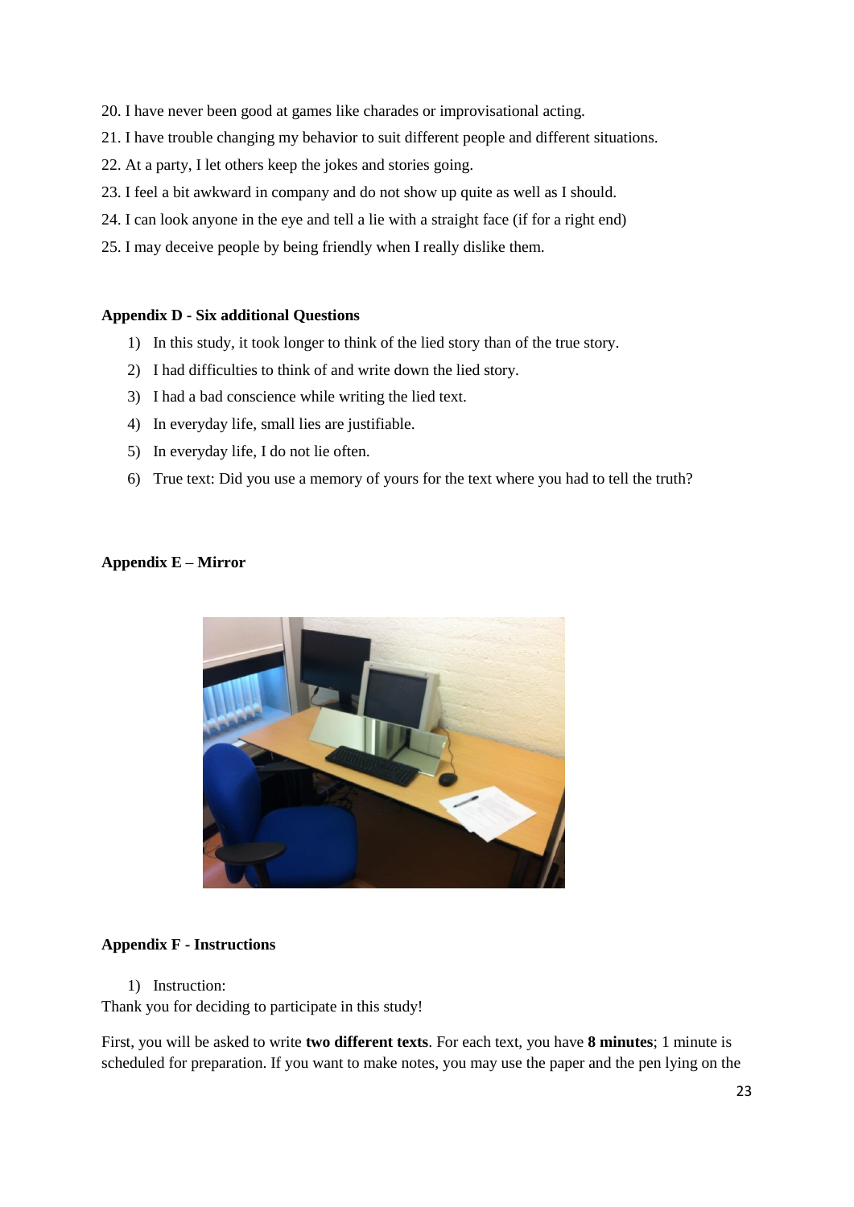20. I have never been good at games like charades or improvisational acting.
21. I have trouble changing my behavior to suit different people and different situations.
22. At a party, I let others keep the jokes and stories going.
23. I feel a bit awkward in company and do not show up quite as well as I should.
24. I can look anyone in the eye and tell a lie with a straight face (if for a right end)
25. I may deceive people by being friendly when I really dislike them.

**Appendix D - Six additional Questions**

1) In this study, it took longer to think of the lied story than of the true story.
2) I had difficulties to think of and write down the lied story.
3) I had a bad conscience while writing the lied text.
4) In everyday life, small lies are justifiable.
5) In everyday life, I do not lie often.
6) True text: Did you use a memory of yours for the text where you had to tell the truth?

**Appendix E – Mirror**

**Appendix F - Instructions**

1) Instruction:

Thank you for deciding to participate in this study!

First, you will be asked to write **two different texts**. For each text, you have **8 minutes**; 1 minute is scheduled for preparation. If you want to make notes, you may use the paper and the pen lying on the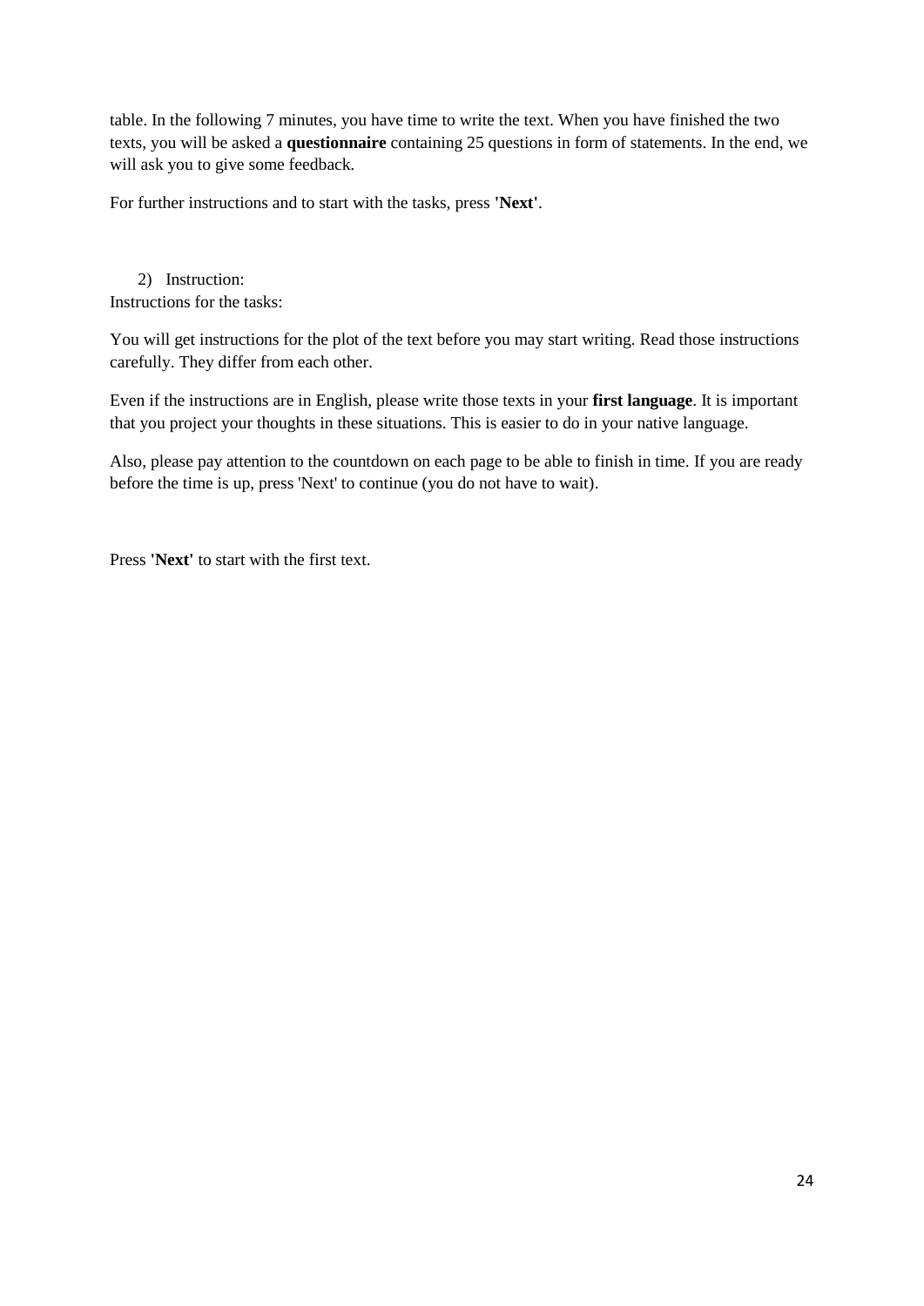table. In the following 7 minutes, you have time to write the text. When you have finished the two texts, you will be asked a **questionnaire** containing 25 questions in form of statements. In the end, we will ask you to give some feedback.

For further instructions and to start with the tasks, press **'Next'**.

2) Instruction:

Instructions for the tasks:

You will get instructions for the plot of the text before you may start writing. Read those instructions carefully. They differ from each other.

Even if the instructions are in English, please write those texts in your **first language**. It is important that you project your thoughts in these situations. This is easier to do in your native language.

Also, please pay attention to the countdown on each page to be able to finish in time. If you are ready before the time is up, press 'Next' to continue (you do not have to wait).

Press **'Next'** to start with the first text.